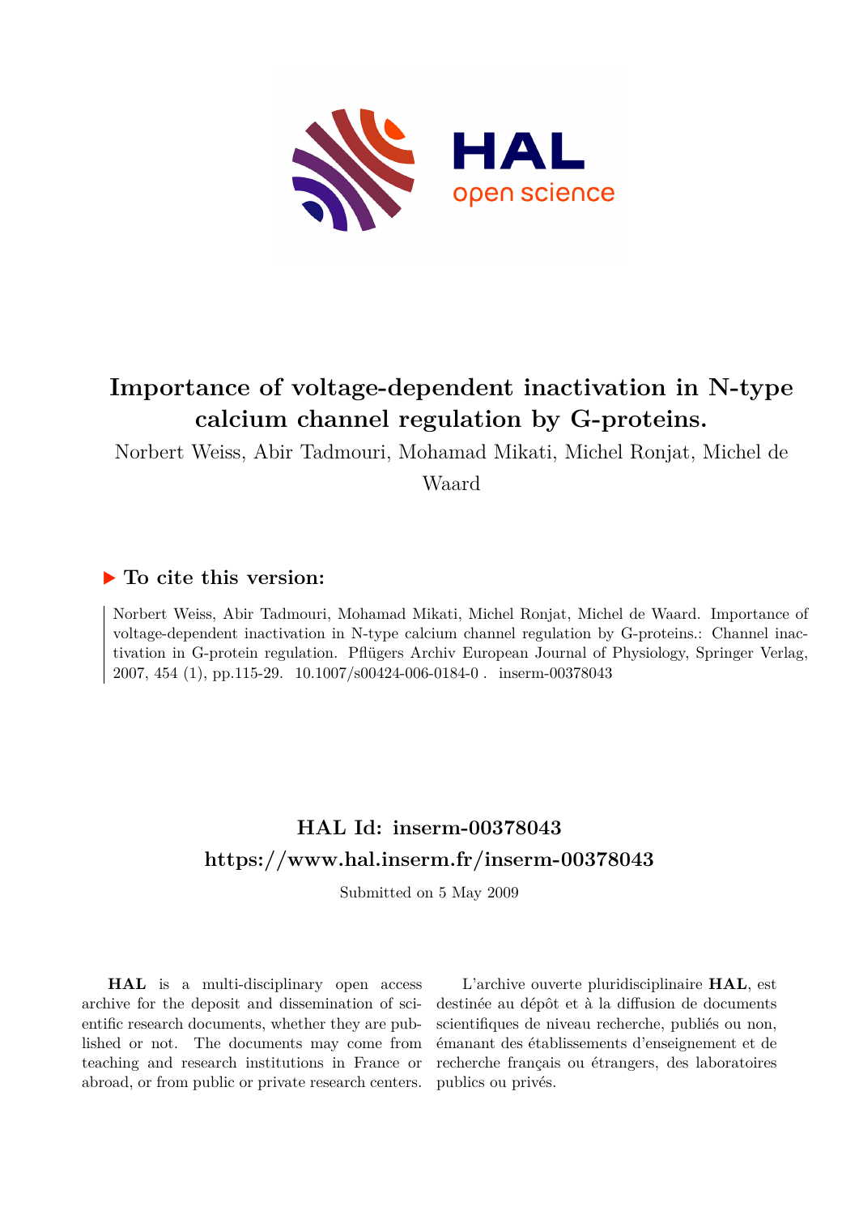# Importance of voltage-dependent inactivation in N-type calcium channel regulation by G-proteins.

Norbert Weiss, Abir Tadmouri, Mohamad Mikati, Michel Ronjat, Michel de Waard

## ▶ To cite this version:

Norbert Weiss, Abir Tadmouri, Mohamad Mikati, Michel Ronjat, Michel de Waard. Importance of voltage-dependent inactivation in N-type calcium channel regulation by G-proteins.: Channel inactivation in G-protein regulation. Pflügers Archiv European Journal of Physiology, Springer Verlag, 2007, 454 (1), pp.115-29. 10.1007/s00424-006-0184-0 . inserm-00378043

## HAL Id: inserm-00378043

## https://www.hal.inserm.fr/inserm-00378043

Submitted on 5 May 2009

**HAL** is a multi-disciplinary open access archive for the deposit and dissemination of scientific research documents, whether they are published or not. The documents may come from teaching and research institutions in France or abroad, or from public or private research centers.

L'archive ouverte pluridisciplinaire **HAL**, est destinée au dépôt et à la diffusion de documents scientifiques de niveau recherche, publiés ou non, émanant des établissements d'enseignement et de recherche français ou étrangers, des laboratoires publics ou privés.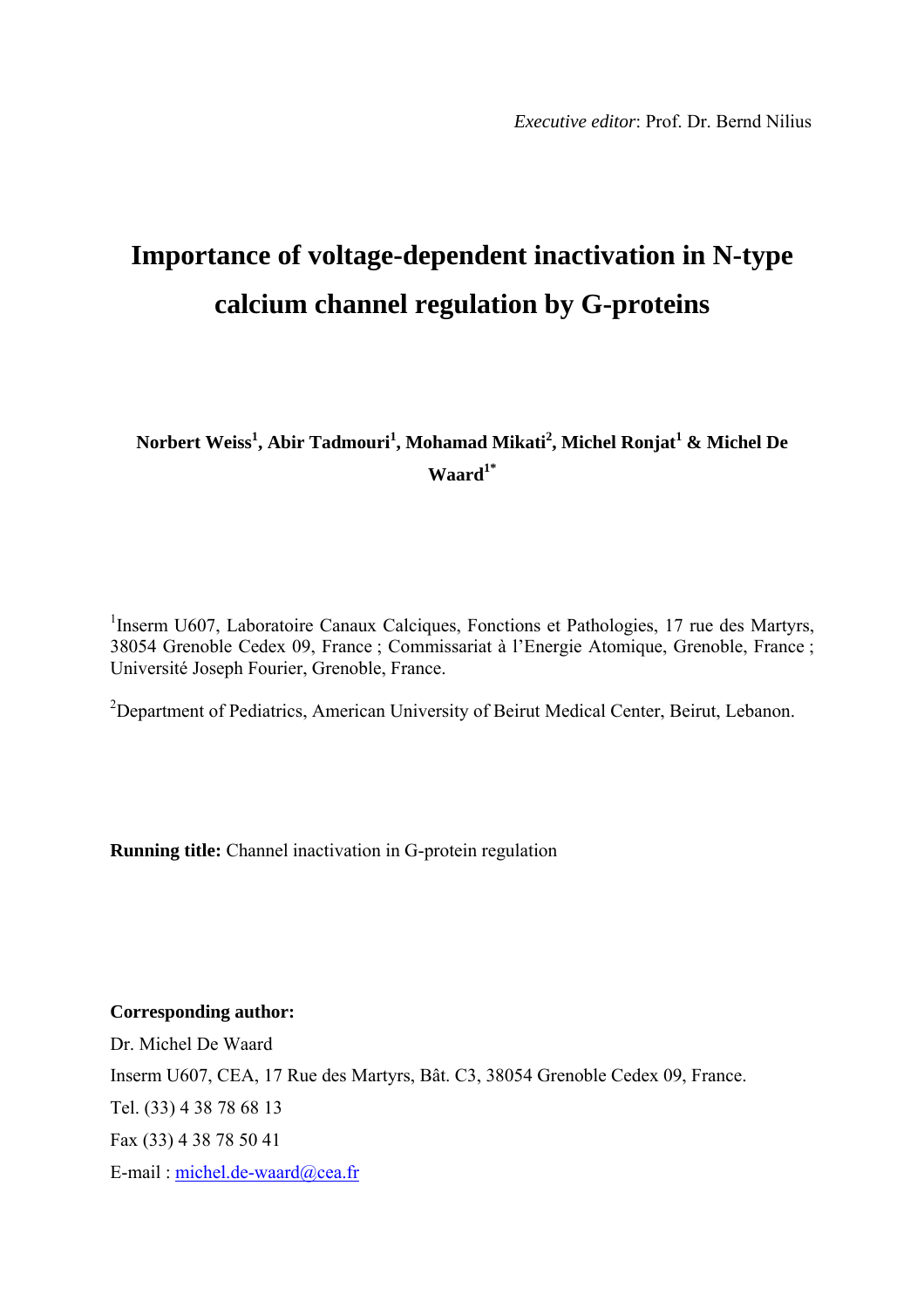*Executive editor*: Prof. Dr. Bernd Nilius

# Importance of voltage-dependent inactivation in N-type calcium channel regulation by G-proteins

**Norbert Weiss[1], Abir Tadmouri[1], Mohamad Mikati[2], Michel Ronjat[1] & Michel De Waard[1*]**

[1]Inserm U607, Laboratoire Canaux Calciques, Fonctions et Pathologies, 17 rue des Martyrs, 38054 Grenoble Cedex 09, France ; Commissariat à l'Energie Atomique, Grenoble, France ; Université Joseph Fourier, Grenoble, France.

[2]Department of Pediatrics, American University of Beirut Medical Center, Beirut, Lebanon.

**Running title:** Channel inactivation in G-protein regulation

**Corresponding author:**

Dr. Michel De Waard

Inserm U607, CEA, 17 Rue des Martyrs, Bât. C3, 38054 Grenoble Cedex 09, France.

Tel. (33) 4 38 78 68 13

Fax (33) 4 38 78 50 41

E-mail : michel.de-waard@cea.fr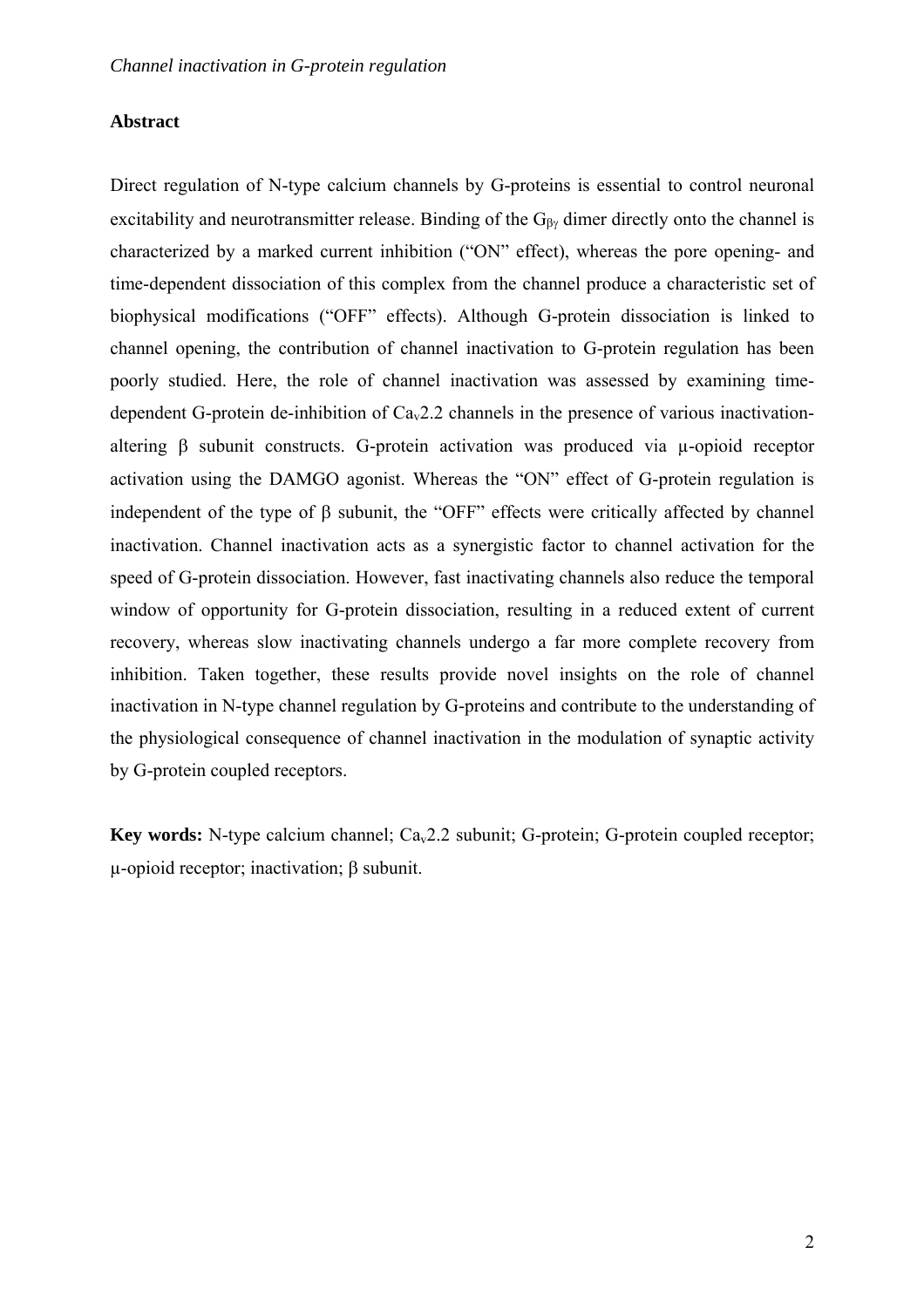## Abstract

Direct regulation of N-type calcium channels by G-proteins is essential to control neuronal excitability and neurotransmitter release. Binding of the $G_{\beta\gamma}$ dimer directly onto the channel is characterized by a marked current inhibition ("ON" effect), whereas the pore opening- and time-dependent dissociation of this complex from the channel produce a characteristic set of biophysical modifications ("OFF" effects). Although G-protein dissociation is linked to channel opening, the contribution of channel inactivation to G-protein regulation has been poorly studied. Here, the role of channel inactivation was assessed by examining time-dependent G-protein de-inhibition of $Ca_v2.2$ channels in the presence of various inactivation-altering β subunit constructs. G-protein activation was produced via μ-opioid receptor activation using the DAMGO agonist. Whereas the "ON" effect of G-protein regulation is independent of the type of β subunit, the "OFF" effects were critically affected by channel inactivation. Channel inactivation acts as a synergistic factor to channel activation for the speed of G-protein dissociation. However, fast inactivating channels also reduce the temporal window of opportunity for G-protein dissociation, resulting in a reduced extent of current recovery, whereas slow inactivating channels undergo a far more complete recovery from inhibition. Taken together, these results provide novel insights on the role of channel inactivation in N-type channel regulation by G-proteins and contribute to the understanding of the physiological consequence of channel inactivation in the modulation of synaptic activity by G-protein coupled receptors.

**Key words:** N-type calcium channel; $Ca_v2.2$ subunit; G-protein; G-protein coupled receptor; μ-opioid receptor; inactivation; β subunit.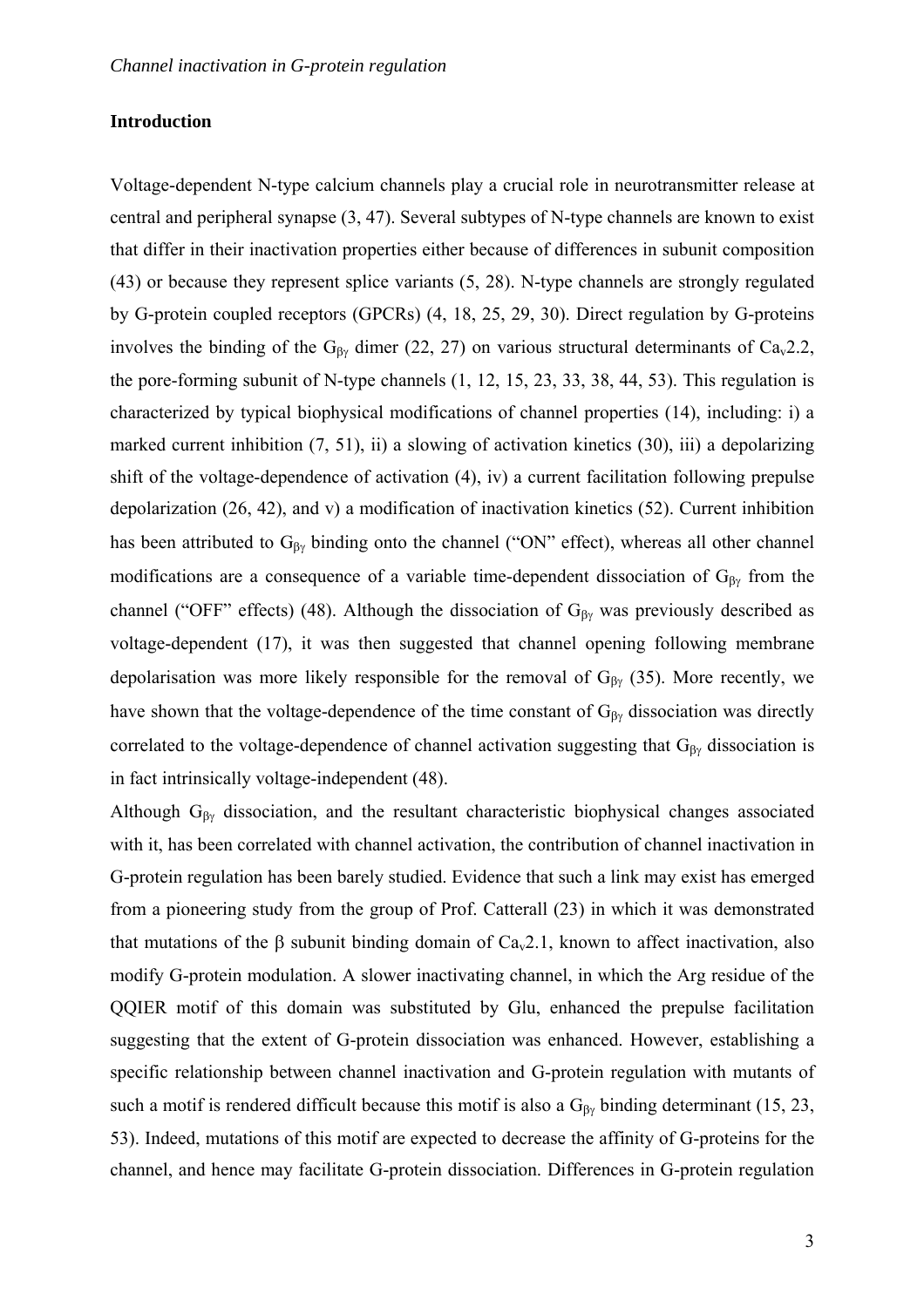## Introduction

Voltage-dependent N-type calcium channels play a crucial role in neurotransmitter release at central and peripheral synapse (3, 47). Several subtypes of N-type channels are known to exist that differ in their inactivation properties either because of differences in subunit composition (43) or because they represent splice variants (5, 28). N-type channels are strongly regulated by G-protein coupled receptors (GPCRs) (4, 18, 25, 29, 30). Direct regulation by G-proteins involves the binding of the $G_{\beta\gamma}$ dimer (22, 27) on various structural determinants of $Ca_v2.2$, the pore-forming subunit of N-type channels (1, 12, 15, 23, 33, 38, 44, 53). This regulation is characterized by typical biophysical modifications of channel properties (14), including: i) a marked current inhibition (7, 51), ii) a slowing of activation kinetics (30), iii) a depolarizing shift of the voltage-dependence of activation (4), iv) a current facilitation following prepulse depolarization (26, 42), and v) a modification of inactivation kinetics (52). Current inhibition has been attributed to $G_{\beta\gamma}$ binding onto the channel ("ON" effect), whereas all other channel modifications are a consequence of a variable time-dependent dissociation of $G_{\beta\gamma}$ from the channel ("OFF" effects) (48). Although the dissociation of $G_{\beta\gamma}$ was previously described as voltage-dependent (17), it was then suggested that channel opening following membrane depolarisation was more likely responsible for the removal of $G_{\beta\gamma}$ (35). More recently, we have shown that the voltage-dependence of the time constant of $G_{\beta\gamma}$ dissociation was directly correlated to the voltage-dependence of channel activation suggesting that $G_{\beta\gamma}$ dissociation is in fact intrinsically voltage-independent (48).

Although $G_{\beta\gamma}$ dissociation, and the resultant characteristic biophysical changes associated with it, has been correlated with channel activation, the contribution of channel inactivation in G-protein regulation has been barely studied. Evidence that such a link may exist has emerged from a pioneering study from the group of Prof. Catterall (23) in which it was demonstrated that mutations of the β subunit binding domain of $Ca_v2.1$, known to affect inactivation, also modify G-protein modulation. A slower inactivating channel, in which the Arg residue of the QQIER motif of this domain was substituted by Glu, enhanced the prepulse facilitation suggesting that the extent of G-protein dissociation was enhanced. However, establishing a specific relationship between channel inactivation and G-protein regulation with mutants of such a motif is rendered difficult because this motif is also a $G_{\beta\gamma}$ binding determinant (15, 23, 53). Indeed, mutations of this motif are expected to decrease the affinity of G-proteins for the channel, and hence may facilitate G-protein dissociation. Differences in G-protein regulation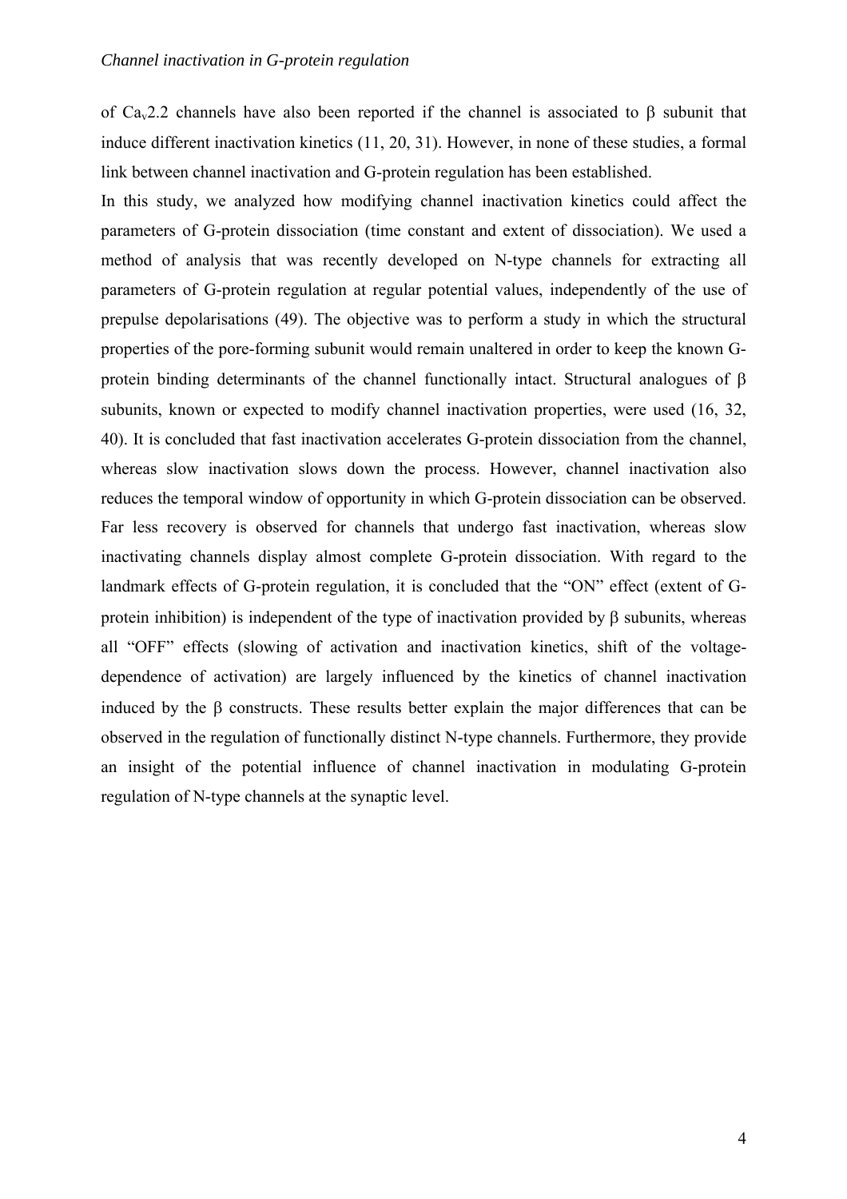of $Ca_v2.2$ channels have also been reported if the channel is associated to β subunit that induce different inactivation kinetics (11, 20, 31). However, in none of these studies, a formal link between channel inactivation and G-protein regulation has been established.

In this study, we analyzed how modifying channel inactivation kinetics could affect the parameters of G-protein dissociation (time constant and extent of dissociation). We used a method of analysis that was recently developed on N-type channels for extracting all parameters of G-protein regulation at regular potential values, independently of the use of prepulse depolarisations (49). The objective was to perform a study in which the structural properties of the pore-forming subunit would remain unaltered in order to keep the known G-protein binding determinants of the channel functionally intact. Structural analogues of β subunits, known or expected to modify channel inactivation properties, were used (16, 32, 40). It is concluded that fast inactivation accelerates G-protein dissociation from the channel, whereas slow inactivation slows down the process. However, channel inactivation also reduces the temporal window of opportunity in which G-protein dissociation can be observed. Far less recovery is observed for channels that undergo fast inactivation, whereas slow inactivating channels display almost complete G-protein dissociation. With regard to the landmark effects of G-protein regulation, it is concluded that the "ON" effect (extent of G-protein inhibition) is independent of the type of inactivation provided by β subunits, whereas all "OFF" effects (slowing of activation and inactivation kinetics, shift of the voltage-dependence of activation) are largely influenced by the kinetics of channel inactivation induced by the β constructs. These results better explain the major differences that can be observed in the regulation of functionally distinct N-type channels. Furthermore, they provide an insight of the potential influence of channel inactivation in modulating G-protein regulation of N-type channels at the synaptic level.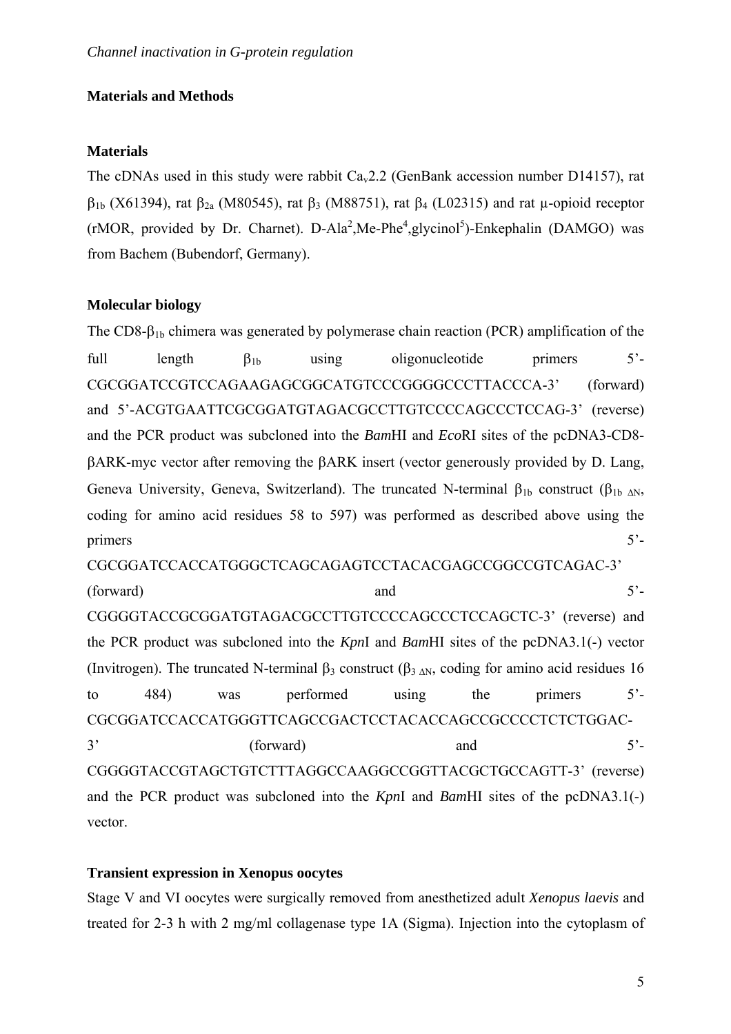## Materials and Methods

### Materials

The cDNAs used in this study were rabbit $Ca_v2.2$ (GenBank accession number D14157), rat $\beta_{1b}$ (X61394), rat $\beta_{2a}$ (M80545), rat $\beta_3$ (M88751), rat $\beta_4$ (L02315) and rat μ-opioid receptor (rMOR, provided by Dr. Charnet). D-Ala[2],Me-Phe[4],glycinol[5])-Enkephalin (DAMGO) was from Bachem (Bubendorf, Germany).

### Molecular biology

The CD8-$\beta_{1b}$ chimera was generated by polymerase chain reaction (PCR) amplification of the full length $\beta_{1b}$ using oligonucleotide primers 5'-CGCGGATCCGTCCAGAAGAGCGGCATGTCCCGGGGCCCTTACCCA-3' (forward) and 5'-ACGTGAATTCGCGGATGTAGACGCCTTGTCCCCAGCCCTCCAG-3' (reverse) and the PCR product was subcloned into the *Bam*HI and *Eco*RI sites of the pcDNA3-CD8-βARK-myc vector after removing the βARK insert (vector generously provided by D. Lang, Geneva University, Geneva, Switzerland). The truncated N-terminal $\beta_{1b}$ construct ($\beta_{1b\ \Delta N}$, coding for amino acid residues 58 to 597) was performed as described above using the primers 5'-CGCGGATCCACCATGGGCTCAGCAGAGTCCTACACGAGCCGGCCGTCAGAC-3' (forward) and 5'-CGGGGTACCGCGGATGTAGACGCCTTGTCCCCAGCCCTCCAGCTC-3' (reverse) and the PCR product was subcloned into the *Kpn*I and *Bam*HI sites of the pcDNA3.1(-) vector (Invitrogen). The truncated N-terminal $\beta_3$ construct ($\beta_{3\ \Delta N}$, coding for amino acid residues 16 to 484) was performed using the primers 5'-CGCGGATCCACCATGGGTTCAGCCGACTCCTACACCAGCCGCCCCTCTCTGGAC-3' (forward) and 5'-CGGGGTACCGTAGCTGTCTTTAGGCCAAGGCCGGTTACGCTGCCAGTT-3' (reverse) and the PCR product was subcloned into the *Kpn*I and *Bam*HI sites of the pcDNA3.1(-) vector.

### Transient expression in Xenopus oocytes

Stage V and VI oocytes were surgically removed from anesthetized adult *Xenopus laevis* and treated for 2-3 h with 2 mg/ml collagenase type 1A (Sigma). Injection into the cytoplasm of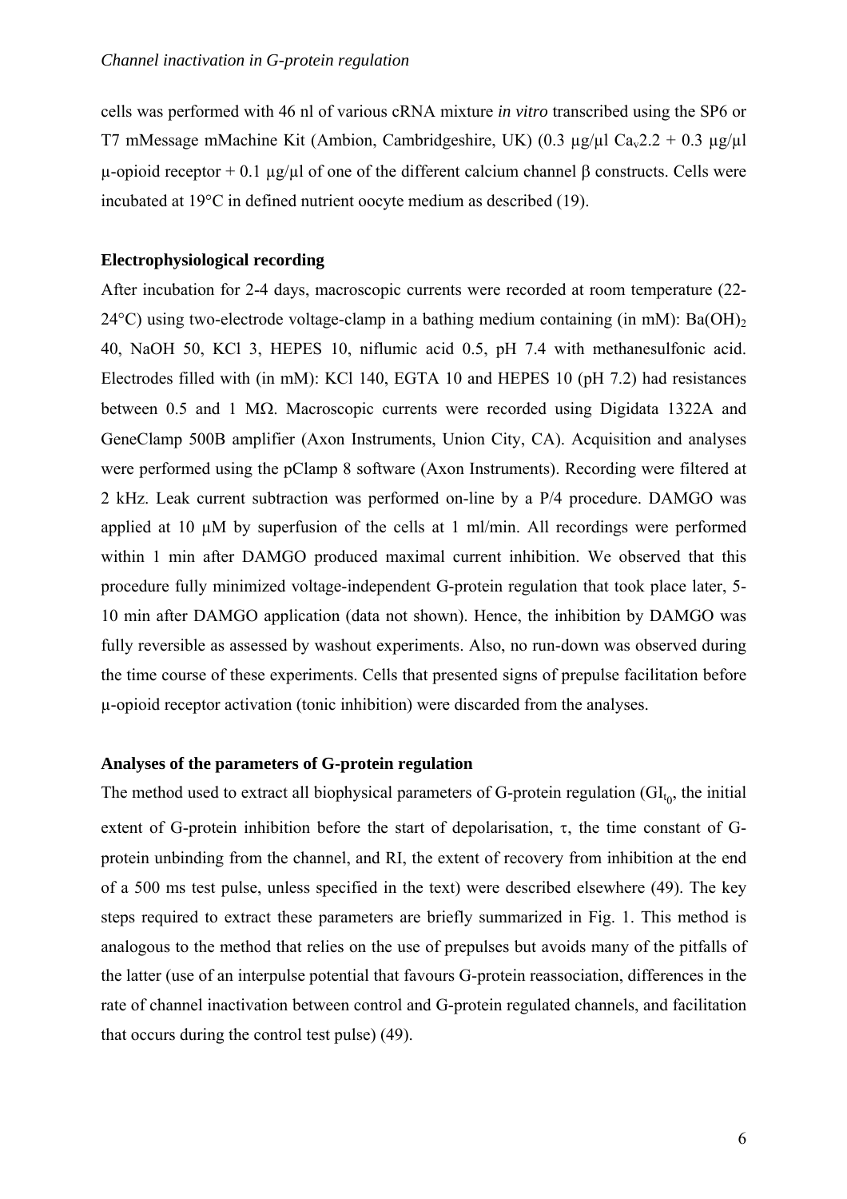cells was performed with 46 nl of various cRNA mixture *in vitro* transcribed using the SP6 or T7 mMessage mMachine Kit (Ambion, Cambridgeshire, UK) (0.3 μg/μl $Ca_v2.2$ + 0.3 μg/μl μ-opioid receptor + 0.1 μg/μl of one of the different calcium channel β constructs. Cells were incubated at 19°C in defined nutrient oocyte medium as described (19).

**Electrophysiological recording**

After incubation for 2-4 days, macroscopic currents were recorded at room temperature (22-24°C) using two-electrode voltage-clamp in a bathing medium containing (in mM): $Ba(OH)_2$ 40, NaOH 50, KCl 3, HEPES 10, niflumic acid 0.5, pH 7.4 with methanesulfonic acid. Electrodes filled with (in mM): KCl 140, EGTA 10 and HEPES 10 (pH 7.2) had resistances between 0.5 and 1 MΩ. Macroscopic currents were recorded using Digidata 1322A and GeneClamp 500B amplifier (Axon Instruments, Union City, CA). Acquisition and analyses were performed using the pClamp 8 software (Axon Instruments). Recording were filtered at 2 kHz. Leak current subtraction was performed on-line by a P/4 procedure. DAMGO was applied at 10 μM by superfusion of the cells at 1 ml/min. All recordings were performed within 1 min after DAMGO produced maximal current inhibition. We observed that this procedure fully minimized voltage-independent G-protein regulation that took place later, 5-10 min after DAMGO application (data not shown). Hence, the inhibition by DAMGO was fully reversible as assessed by washout experiments. Also, no run-down was observed during the time course of these experiments. Cells that presented signs of prepulse facilitation before μ-opioid receptor activation (tonic inhibition) were discarded from the analyses.

**Analyses of the parameters of G-protein regulation**

The method used to extract all biophysical parameters of G-protein regulation ($GI_{t_0}$, the initial extent of G-protein inhibition before the start of depolarisation, τ, the time constant of G-protein unbinding from the channel, and RI, the extent of recovery from inhibition at the end of a 500 ms test pulse, unless specified in the text) were described elsewhere (49). The key steps required to extract these parameters are briefly summarized in Fig. 1. This method is analogous to the method that relies on the use of prepulses but avoids many of the pitfalls of the latter (use of an interpulse potential that favours G-protein reassociation, differences in the rate of channel inactivation between control and G-protein regulated channels, and facilitation that occurs during the control test pulse) (49).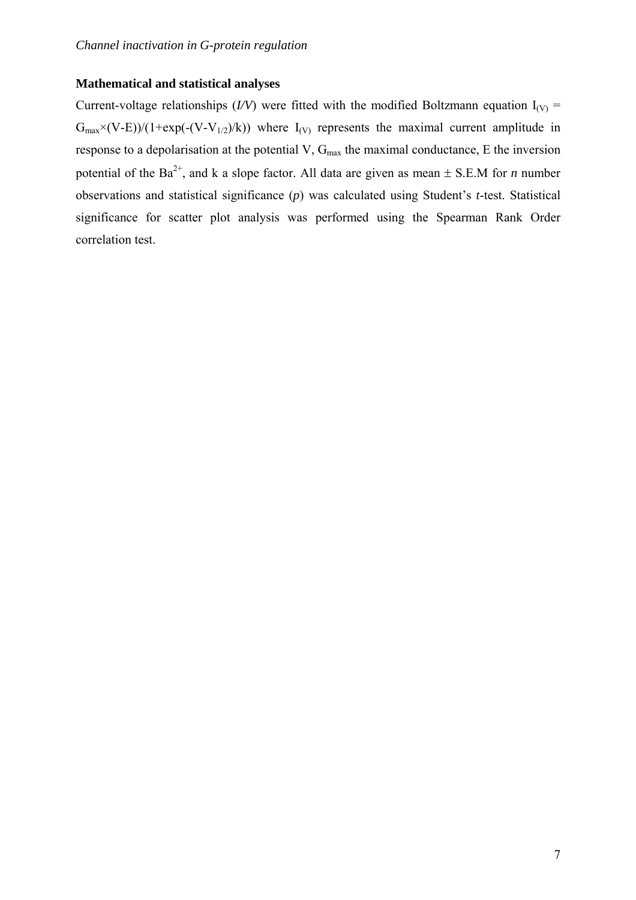### Mathematical and statistical analyses

Current-voltage relationships (*I/V*) were fitted with the modified Boltzmann equation $I_{(V)} = G_{max}\times(V-E))/(1+\exp(-(V-V_{1/2})/k))$ where $I_{(V)}$ represents the maximal current amplitude in response to a depolarisation at the potential V, $G_{max}$ the maximal conductance, E the inversion potential of the $Ba^{2+}$, and k a slope factor. All data are given as mean ± S.E.M for *n* number observations and statistical significance (*p*) was calculated using Student's *t*-test. Statistical significance for scatter plot analysis was performed using the Spearman Rank Order correlation test.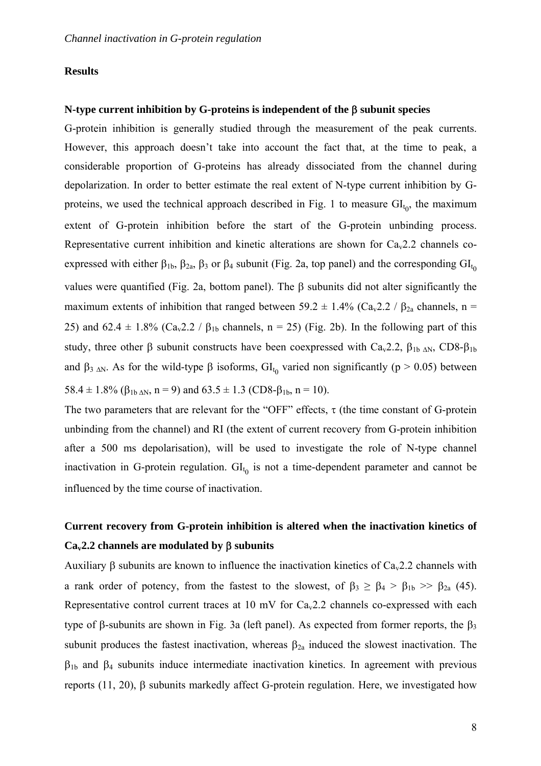## Results

### N-type current inhibition by G-proteins is independent of the β subunit species

G-protein inhibition is generally studied through the measurement of the peak currents. However, this approach doesn't take into account the fact that, at the time to peak, a considerable proportion of G-proteins has already dissociated from the channel during depolarization. In order to better estimate the real extent of N-type current inhibition by G-proteins, we used the technical approach described in Fig. 1 to measure $GI_{t_0}$, the maximum extent of G-protein inhibition before the start of the G-protein unbinding process. Representative current inhibition and kinetic alterations are shown for $Ca_v2.2$ channels co-expressed with either $\beta_{1b}$, $\beta_{2a}$, $\beta_3$ or $\beta_4$ subunit (Fig. 2a, top panel) and the corresponding $GI_{t_0}$ values were quantified (Fig. 2a, bottom panel). The β subunits did not alter significantly the maximum extents of inhibition that ranged between 59.2 ± 1.4% ($Ca_v2.2$ / $\beta_{2a}$ channels, n = 25) and 62.4 ± 1.8% ($Ca_v2.2$ / $\beta_{1b}$ channels, n = 25) (Fig. 2b). In the following part of this study, three other β subunit constructs have been coexpressed with $Ca_v2.2$, $\beta_{1b\ \Delta N}$, CD8-$\beta_{1b}$ and $\beta_{3\ \Delta N}$. As for the wild-type β isoforms, $GI_{t_0}$ varied non significantly ($p > 0.05$) between 58.4 ± 1.8% ($\beta_{1b\ \Delta N}$, n = 9) and 63.5 ± 1.3 (CD8-$\beta_{1b}$, n = 10).

The two parameters that are relevant for the "OFF" effects, τ (the time constant of G-protein unbinding from the channel) and RI (the extent of current recovery from G-protein inhibition after a 500 ms depolarisation), will be used to investigate the role of N-type channel inactivation in G-protein regulation. $GI_{t_0}$ is not a time-dependent parameter and cannot be influenced by the time course of inactivation.

### Current recovery from G-protein inhibition is altered when the inactivation kinetics of $Ca_v2.2$ channels are modulated by β subunits

Auxiliary β subunits are known to influence the inactivation kinetics of $Ca_v2.2$ channels with a rank order of potency, from the fastest to the slowest, of $\beta_3 \geq \beta_4 > \beta_{1b} >> \beta_{2a}$ (45). Representative control current traces at 10 mV for $Ca_v2.2$ channels co-expressed with each type of β-subunits are shown in Fig. 3a (left panel). As expected from former reports, the $\beta_3$ subunit produces the fastest inactivation, whereas $\beta_{2a}$ induced the slowest inactivation. The $\beta_{1b}$ and $\beta_4$ subunits induce intermediate inactivation kinetics. In agreement with previous reports (11, 20), β subunits markedly affect G-protein regulation. Here, we investigated how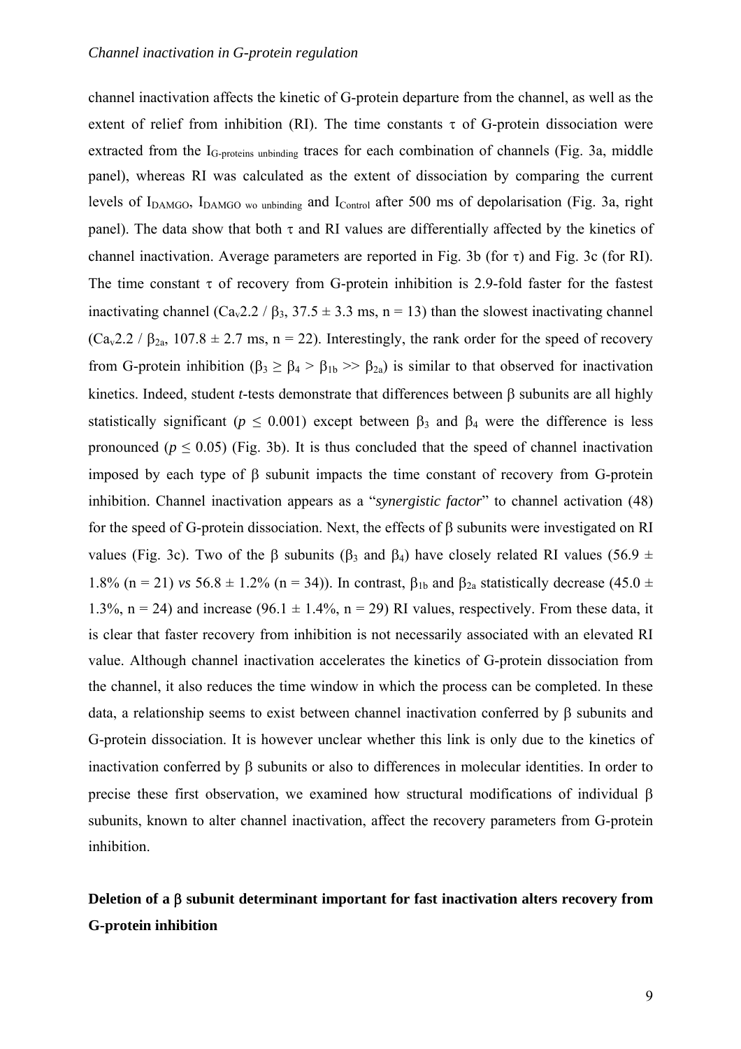channel inactivation affects the kinetic of G-protein departure from the channel, as well as the extent of relief from inhibition (RI). The time constants $\tau$ of G-protein dissociation were extracted from the $I_{G\text{-proteins unbinding}}$ traces for each combination of channels (Fig. 3a, middle panel), whereas RI was calculated as the extent of dissociation by comparing the current levels of $I_{DAMGO}$, $I_{DAMGO\ wo\ unbinding}$ and $I_{Control}$ after 500 ms of depolarisation (Fig. 3a, right panel). The data show that both $\tau$ and RI values are differentially affected by the kinetics of channel inactivation. Average parameters are reported in Fig. 3b (for $\tau$) and Fig. 3c (for RI). The time constant $\tau$ of recovery from G-protein inhibition is 2.9-fold faster for the fastest inactivating channel ($Ca_v2.2$ / $\beta_3$, 37.5 ± 3.3 ms, n = 13) than the slowest inactivating channel ($Ca_v2.2$ / $\beta_{2a}$, 107.8 ± 2.7 ms, n = 22). Interestingly, the rank order for the speed of recovery from G-protein inhibition ($\beta_3 \geq \beta_4 > \beta_{1b} >> \beta_{2a}$) is similar to that observed for inactivation kinetics. Indeed, student *t*-tests demonstrate that differences between $\beta$ subunits are all highly statistically significant ($p \leq 0.001$) except between $\beta_3$ and $\beta_4$ were the difference is less pronounced ($p \leq 0.05$) (Fig. 3b). It is thus concluded that the speed of channel inactivation imposed by each type of $\beta$ subunit impacts the time constant of recovery from G-protein inhibition. Channel inactivation appears as a "*synergistic factor*" to channel activation (48) for the speed of G-protein dissociation. Next, the effects of $\beta$ subunits were investigated on RI values (Fig. 3c). Two of the $\beta$ subunits ($\beta_3$ and $\beta_4$) have closely related RI values (56.9 ± 1.8% (n = 21) *vs* 56.8 ± 1.2% (n = 34)). In contrast, $\beta_{1b}$ and $\beta_{2a}$ statistically decrease (45.0 ± 1.3%, n = 24) and increase (96.1 ± 1.4%, n = 29) RI values, respectively. From these data, it is clear that faster recovery from inhibition is not necessarily associated with an elevated RI value. Although channel inactivation accelerates the kinetics of G-protein dissociation from the channel, it also reduces the time window in which the process can be completed. In these data, a relationship seems to exist between channel inactivation conferred by $\beta$ subunits and G-protein dissociation. It is however unclear whether this link is only due to the kinetics of inactivation conferred by $\beta$ subunits or also to differences in molecular identities. In order to precise these first observation, we examined how structural modifications of individual $\beta$ subunits, known to alter channel inactivation, affect the recovery parameters from G-protein inhibition.

## Deletion of a $\beta$ subunit determinant important for fast inactivation alters recovery from G-protein inhibition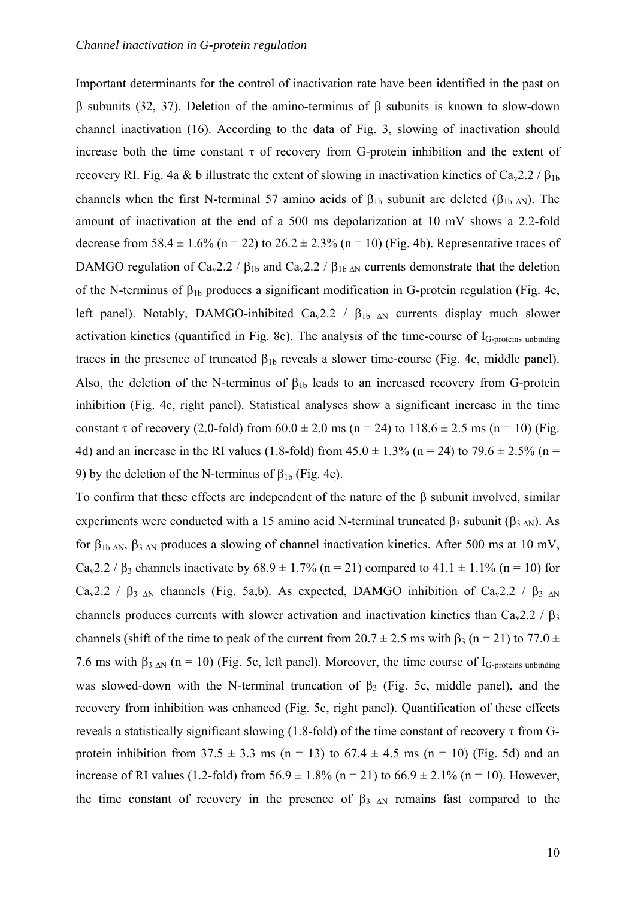Important determinants for the control of inactivation rate have been identified in the past on β subunits (32, 37). Deletion of the amino-terminus of β subunits is known to slow-down channel inactivation (16). According to the data of Fig. 3, slowing of inactivation should increase both the time constant τ of recovery from G-protein inhibition and the extent of recovery RI. Fig. 4a & b illustrate the extent of slowing in inactivation kinetics of $Ca_v2.2$ / $\beta_{1b}$ channels when the first N-terminal 57 amino acids of $\beta_{1b}$ subunit are deleted ($\beta_{1b\ \Delta N}$). The amount of inactivation at the end of a 500 ms depolarization at 10 mV shows a 2.2-fold decrease from 58.4 ± 1.6% (n = 22) to 26.2 ± 2.3% (n = 10) (Fig. 4b). Representative traces of DAMGO regulation of $Ca_v2.2$ / $\beta_{1b}$ and $Ca_v2.2$ / $\beta_{1b\ \Delta N}$ currents demonstrate that the deletion of the N-terminus of $\beta_{1b}$ produces a significant modification in G-protein regulation (Fig. 4c, left panel). Notably, DAMGO-inhibited $Ca_v2.2$ / $\beta_{1b\ \Delta N}$ currents display much slower activation kinetics (quantified in Fig. 8c). The analysis of the time-course of $I_{G\text{-proteins unbinding}}$ traces in the presence of truncated $\beta_{1b}$ reveals a slower time-course (Fig. 4c, middle panel). Also, the deletion of the N-terminus of $\beta_{1b}$ leads to an increased recovery from G-protein inhibition (Fig. 4c, right panel). Statistical analyses show a significant increase in the time constant τ of recovery (2.0-fold) from 60.0 ± 2.0 ms (n = 24) to 118.6 ± 2.5 ms (n = 10) (Fig. 4d) and an increase in the RI values (1.8-fold) from 45.0 ± 1.3% (n = 24) to 79.6 ± 2.5% (n = 9) by the deletion of the N-terminus of $\beta_{1b}$ (Fig. 4e).

To confirm that these effects are independent of the nature of the β subunit involved, similar experiments were conducted with a 15 amino acid N-terminal truncated $\beta_3$ subunit ($\beta_{3\ \Delta N}$). As for $\beta_{1b\ \Delta N}$, $\beta_{3\ \Delta N}$ produces a slowing of channel inactivation kinetics. After 500 ms at 10 mV, $Ca_v2.2$ / $\beta_3$ channels inactivate by 68.9 ± 1.7% (n = 21) compared to 41.1 ± 1.1% (n = 10) for $Ca_v2.2$ / $\beta_{3\ \Delta N}$ channels (Fig. 5a,b). As expected, DAMGO inhibition of $Ca_v2.2$ / $\beta_{3\ \Delta N}$ channels produces currents with slower activation and inactivation kinetics than $Ca_v2.2$ / $\beta_3$ channels (shift of the time to peak of the current from 20.7 ± 2.5 ms with $\beta_3$ (n = 21) to 77.0 ± 7.6 ms with $\beta_{3\ \Delta N}$ (n = 10) (Fig. 5c, left panel). Moreover, the time course of $I_{G\text{-proteins unbinding}}$ was slowed-down with the N-terminal truncation of $\beta_3$ (Fig. 5c, middle panel), and the recovery from inhibition was enhanced (Fig. 5c, right panel). Quantification of these effects reveals a statistically significant slowing (1.8-fold) of the time constant of recovery τ from G-protein inhibition from 37.5 ± 3.3 ms (n = 13) to 67.4 ± 4.5 ms (n = 10) (Fig. 5d) and an increase of RI values (1.2-fold) from 56.9 ± 1.8% (n = 21) to 66.9 ± 2.1% (n = 10). However, the time constant of recovery in the presence of $\beta_{3\ \Delta N}$ remains fast compared to the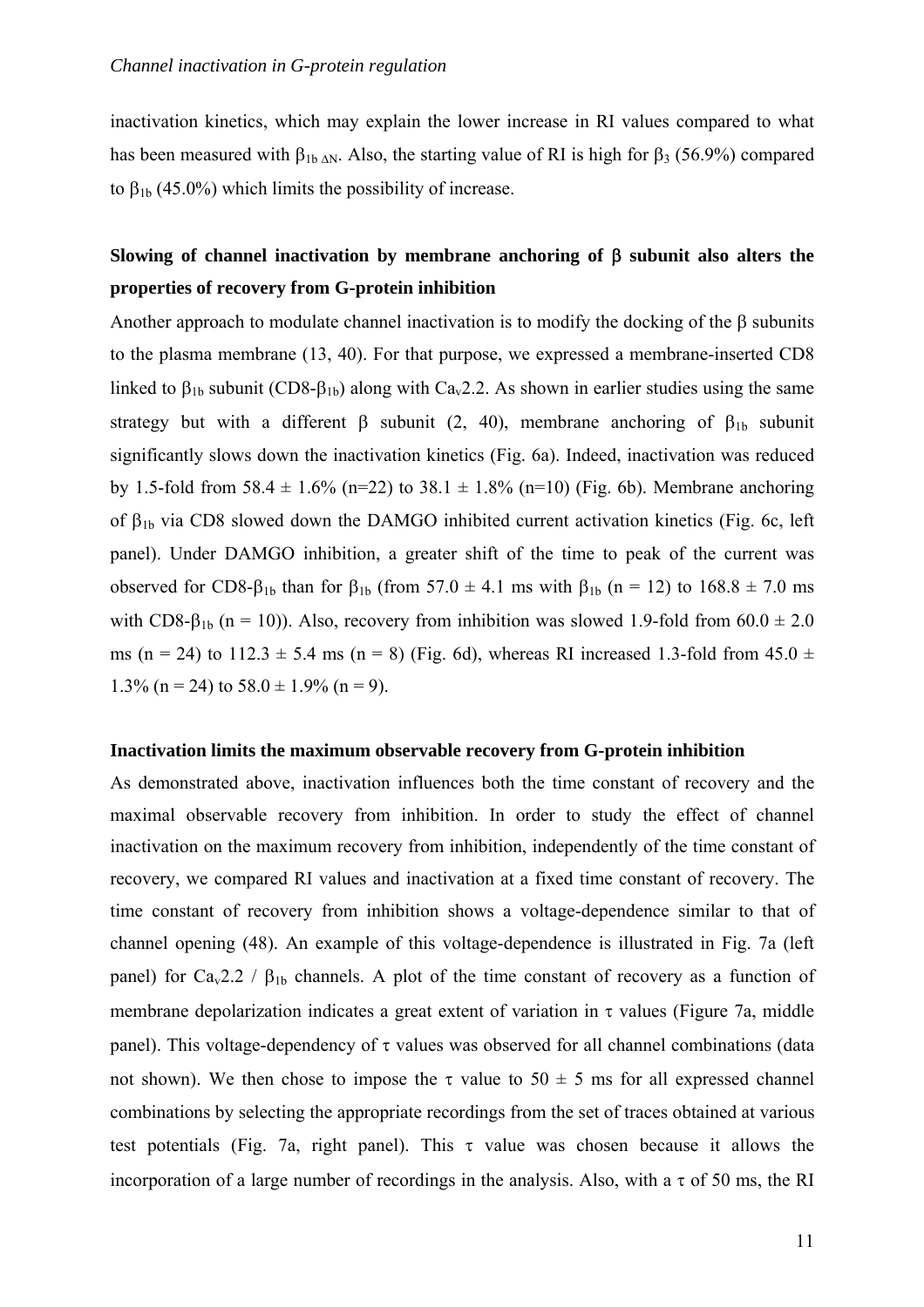inactivation kinetics, which may explain the lower increase in RI values compared to what has been measured with $\beta_{1b\,\Delta N}$. Also, the starting value of RI is high for $\beta_3$ (56.9%) compared to $\beta_{1b}$ (45.0%) which limits the possibility of increase.

### Slowing of channel inactivation by membrane anchoring of β subunit also alters the properties of recovery from G-protein inhibition

Another approach to modulate channel inactivation is to modify the docking of the β subunits to the plasma membrane (13, 40). For that purpose, we expressed a membrane-inserted CD8 linked to $\beta_{1b}$ subunit (CD8-$\beta_{1b}$) along with $Ca_v2.2$. As shown in earlier studies using the same strategy but with a different β subunit (2, 40), membrane anchoring of $\beta_{1b}$ subunit significantly slows down the inactivation kinetics (Fig. 6a). Indeed, inactivation was reduced by 1.5-fold from 58.4 ± 1.6% (n=22) to 38.1 ± 1.8% (n=10) (Fig. 6b). Membrane anchoring of $\beta_{1b}$ via CD8 slowed down the DAMGO inhibited current activation kinetics (Fig. 6c, left panel). Under DAMGO inhibition, a greater shift of the time to peak of the current was observed for CD8-$\beta_{1b}$ than for $\beta_{1b}$ (from 57.0 ± 4.1 ms with $\beta_{1b}$ (n = 12) to 168.8 ± 7.0 ms with CD8-$\beta_{1b}$ (n = 10)). Also, recovery from inhibition was slowed 1.9-fold from 60.0 ± 2.0 ms (n = 24) to 112.3 ± 5.4 ms (n = 8) (Fig. 6d), whereas RI increased 1.3-fold from 45.0 ± 1.3% (n = 24) to 58.0 ± 1.9% (n = 9).

### Inactivation limits the maximum observable recovery from G-protein inhibition

As demonstrated above, inactivation influences both the time constant of recovery and the maximal observable recovery from inhibition. In order to study the effect of channel inactivation on the maximum recovery from inhibition, independently of the time constant of recovery, we compared RI values and inactivation at a fixed time constant of recovery. The time constant of recovery from inhibition shows a voltage-dependence similar to that of channel opening (48). An example of this voltage-dependence is illustrated in Fig. 7a (left panel) for $Ca_v2.2$ / $\beta_{1b}$ channels. A plot of the time constant of recovery as a function of membrane depolarization indicates a great extent of variation in τ values (Figure 7a, middle panel). This voltage-dependency of τ values was observed for all channel combinations (data not shown). We then chose to impose the τ value to 50 ± 5 ms for all expressed channel combinations by selecting the appropriate recordings from the set of traces obtained at various test potentials (Fig. 7a, right panel). This τ value was chosen because it allows the incorporation of a large number of recordings in the analysis. Also, with a τ of 50 ms, the RI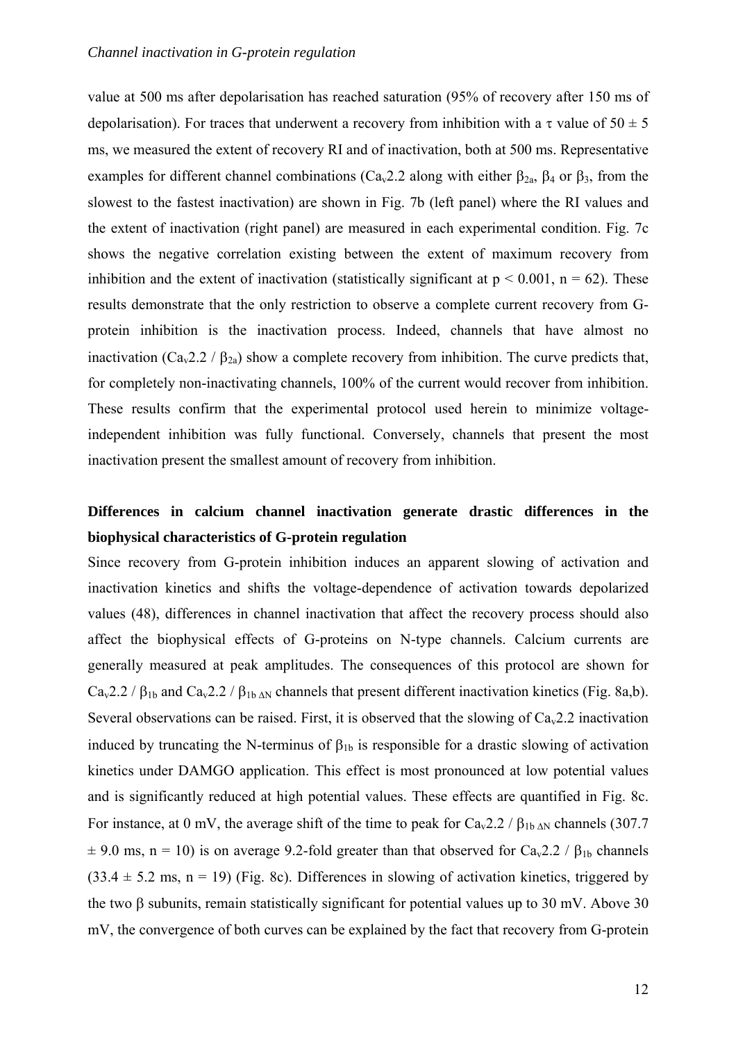value at 500 ms after depolarisation has reached saturation (95% of recovery after 150 ms of depolarisation). For traces that underwent a recovery from inhibition with a $\tau$ value of $50 \pm 5$ ms, we measured the extent of recovery RI and of inactivation, both at 500 ms. Representative examples for different channel combinations ($Ca_v2.2$ along with either $\beta_{2a}$, $\beta_4$ or $\beta_3$, from the slowest to the fastest inactivation) are shown in Fig. 7b (left panel) where the RI values and the extent of inactivation (right panel) are measured in each experimental condition. Fig. 7c shows the negative correlation existing between the extent of maximum recovery from inhibition and the extent of inactivation (statistically significant at $p < 0.001$, $n = 62$). These results demonstrate that the only restriction to observe a complete current recovery from G-protein inhibition is the inactivation process. Indeed, channels that have almost no inactivation ($Ca_v2.2$ / $\beta_{2a}$) show a complete recovery from inhibition. The curve predicts that, for completely non-inactivating channels, 100% of the current would recover from inhibition. These results confirm that the experimental protocol used herein to minimize voltage-independent inhibition was fully functional. Conversely, channels that present the most inactivation present the smallest amount of recovery from inhibition.

**Differences in calcium channel inactivation generate drastic differences in the biophysical characteristics of G-protein regulation**

Since recovery from G-protein inhibition induces an apparent slowing of activation and inactivation kinetics and shifts the voltage-dependence of activation towards depolarized values (48), differences in channel inactivation that affect the recovery process should also affect the biophysical effects of G-proteins on N-type channels. Calcium currents are generally measured at peak amplitudes. The consequences of this protocol are shown for $Ca_v2.2$ / $\beta_{1b}$ and $Ca_v2.2$ / $\beta_{1b\,\Delta N}$ channels that present different inactivation kinetics (Fig. 8a,b). Several observations can be raised. First, it is observed that the slowing of $Ca_v2.2$ inactivation induced by truncating the N-terminus of $\beta_{1b}$ is responsible for a drastic slowing of activation kinetics under DAMGO application. This effect is most pronounced at low potential values and is significantly reduced at high potential values. These effects are quantified in Fig. 8c. For instance, at 0 mV, the average shift of the time to peak for $Ca_v2.2$ / $\beta_{1b\,\Delta N}$ channels ($307.7 \pm 9.0$ ms, $n = 10$) is on average 9.2-fold greater than that observed for $Ca_v2.2$ / $\beta_{1b}$ channels ($33.4 \pm 5.2$ ms, $n = 19$) (Fig. 8c). Differences in slowing of activation kinetics, triggered by the two $\beta$ subunits, remain statistically significant for potential values up to 30 mV. Above 30 mV, the convergence of both curves can be explained by the fact that recovery from G-protein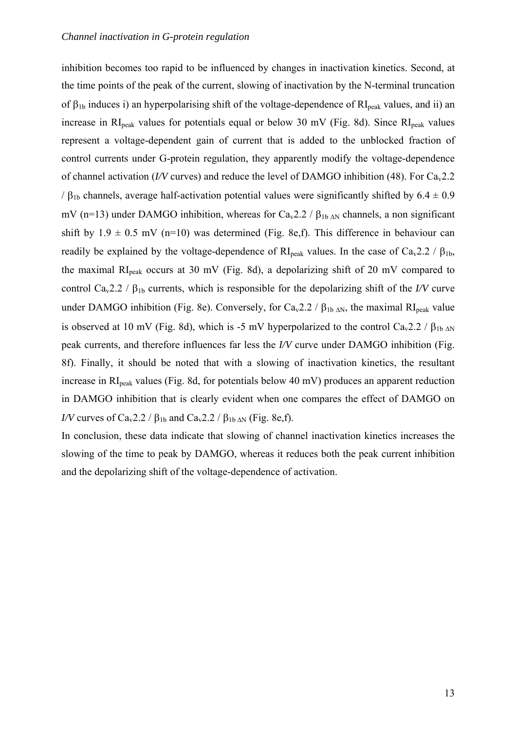inhibition becomes too rapid to be influenced by changes in inactivation kinetics. Second, at the time points of the peak of the current, slowing of inactivation by the N-terminal truncation of $\beta_{1b}$ induces i) an hyperpolarising shift of the voltage-dependence of $RI_{peak}$ values, and ii) an increase in $RI_{peak}$ values for potentials equal or below 30 mV (Fig. 8d). Since $RI_{peak}$ values represent a voltage-dependent gain of current that is added to the unblocked fraction of control currents under G-protein regulation, they apparently modify the voltage-dependence of channel activation (*I/V* curves) and reduce the level of DAMGO inhibition (48). For $Ca_v2.2$ / $\beta_{1b}$ channels, average half-activation potential values were significantly shifted by 6.4 ± 0.9 mV (n=13) under DAMGO inhibition, whereas for $Ca_v2.2$ / $\beta_{1b\ \Delta N}$ channels, a non significant shift by 1.9 ± 0.5 mV (n=10) was determined (Fig. 8e,f). This difference in behaviour can readily be explained by the voltage-dependence of $RI_{peak}$ values. In the case of $Ca_v2.2$ / $\beta_{1b}$, the maximal $RI_{peak}$ occurs at 30 mV (Fig. 8d), a depolarizing shift of 20 mV compared to control $Ca_v2.2$ / $\beta_{1b}$ currents, which is responsible for the depolarizing shift of the *I/V* curve under DAMGO inhibition (Fig. 8e). Conversely, for $Ca_v2.2$ / $\beta_{1b\ \Delta N}$, the maximal $RI_{peak}$ value is observed at 10 mV (Fig. 8d), which is -5 mV hyperpolarized to the control $Ca_v2.2$ / $\beta_{1b\ \Delta N}$ peak currents, and therefore influences far less the *I/V* curve under DAMGO inhibition (Fig. 8f). Finally, it should be noted that with a slowing of inactivation kinetics, the resultant increase in $RI_{peak}$ values (Fig. 8d, for potentials below 40 mV) produces an apparent reduction in DAMGO inhibition that is clearly evident when one compares the effect of DAMGO on *I/V* curves of $Ca_v2.2$ / $\beta_{1b}$ and $Ca_v2.2$ / $\beta_{1b\ \Delta N}$ (Fig. 8e,f).

In conclusion, these data indicate that slowing of channel inactivation kinetics increases the slowing of the time to peak by DAMGO, whereas it reduces both the peak current inhibition and the depolarizing shift of the voltage-dependence of activation.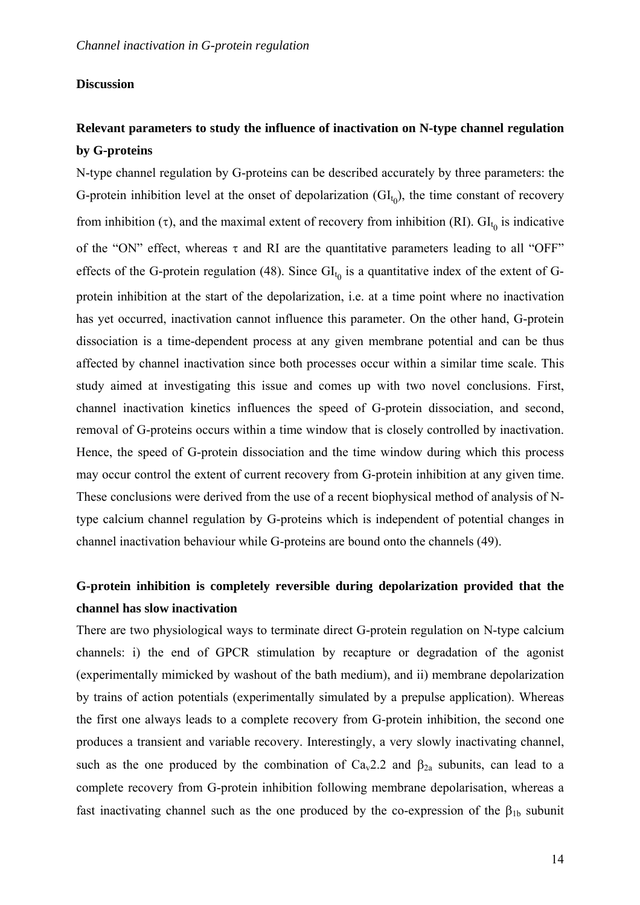## Discussion

### Relevant parameters to study the influence of inactivation on N-type channel regulation by G-proteins

N-type channel regulation by G-proteins can be described accurately by three parameters: the G-protein inhibition level at the onset of depolarization ($GI_{t_0}$), the time constant of recovery from inhibition ($\tau$), and the maximal extent of recovery from inhibition (RI). $GI_{t_0}$ is indicative of the "ON" effect, whereas $\tau$ and RI are the quantitative parameters leading to all "OFF" effects of the G-protein regulation (48). Since $GI_{t_0}$ is a quantitative index of the extent of G-protein inhibition at the start of the depolarization, i.e. at a time point where no inactivation has yet occurred, inactivation cannot influence this parameter. On the other hand, G-protein dissociation is a time-dependent process at any given membrane potential and can be thus affected by channel inactivation since both processes occur within a similar time scale. This study aimed at investigating this issue and comes up with two novel conclusions. First, channel inactivation kinetics influences the speed of G-protein dissociation, and second, removal of G-proteins occurs within a time window that is closely controlled by inactivation. Hence, the speed of G-protein dissociation and the time window during which this process may occur control the extent of current recovery from G-protein inhibition at any given time. These conclusions were derived from the use of a recent biophysical method of analysis of N-type calcium channel regulation by G-proteins which is independent of potential changes in channel inactivation behaviour while G-proteins are bound onto the channels (49).

### G-protein inhibition is completely reversible during depolarization provided that the channel has slow inactivation

There are two physiological ways to terminate direct G-protein regulation on N-type calcium channels: i) the end of GPCR stimulation by recapture or degradation of the agonist (experimentally mimicked by washout of the bath medium), and ii) membrane depolarization by trains of action potentials (experimentally simulated by a prepulse application). Whereas the first one always leads to a complete recovery from G-protein inhibition, the second one produces a transient and variable recovery. Interestingly, a very slowly inactivating channel, such as the one produced by the combination of $Ca_v2.2$ and $\beta_{2a}$ subunits, can lead to a complete recovery from G-protein inhibition following membrane depolarisation, whereas a fast inactivating channel such as the one produced by the co-expression of the $\beta_{1b}$ subunit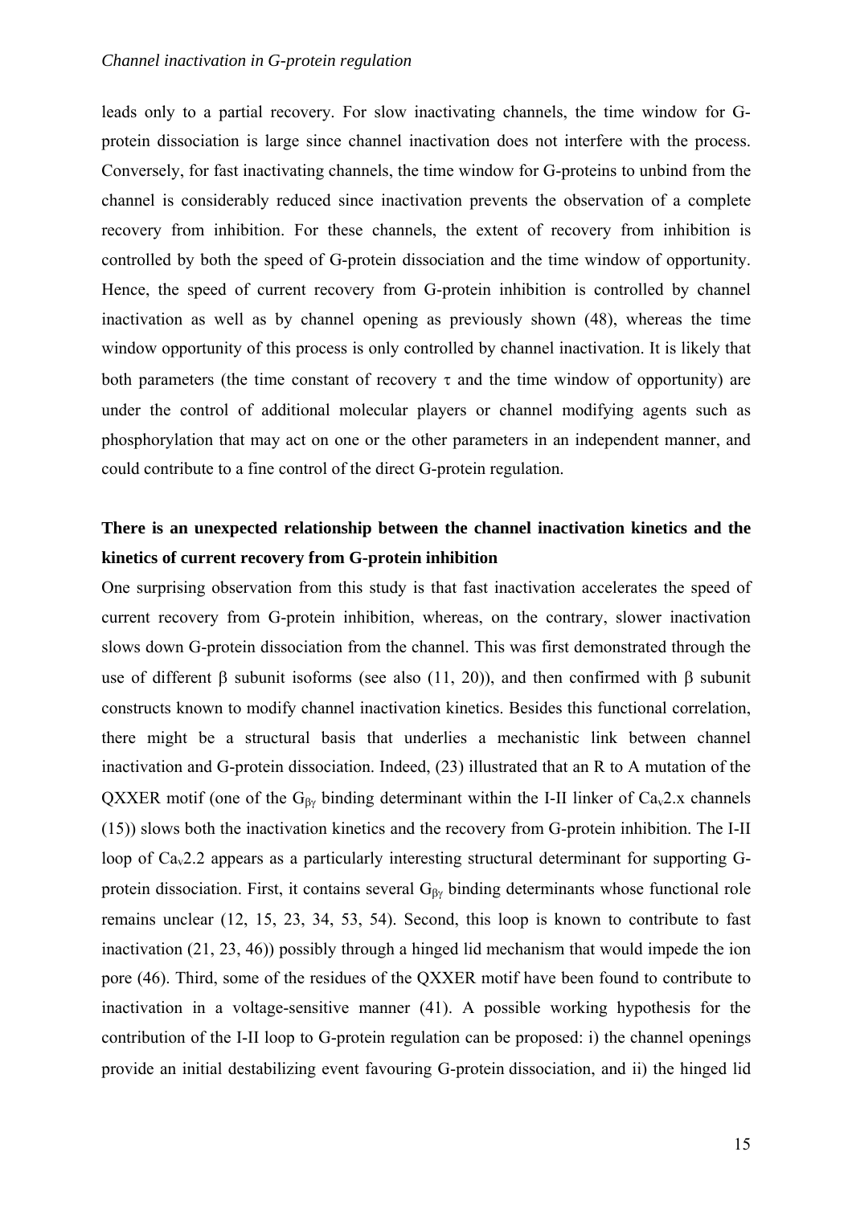leads only to a partial recovery. For slow inactivating channels, the time window for G-protein dissociation is large since channel inactivation does not interfere with the process. Conversely, for fast inactivating channels, the time window for G-proteins to unbind from the channel is considerably reduced since inactivation prevents the observation of a complete recovery from inhibition. For these channels, the extent of recovery from inhibition is controlled by both the speed of G-protein dissociation and the time window of opportunity. Hence, the speed of current recovery from G-protein inhibition is controlled by channel inactivation as well as by channel opening as previously shown (48), whereas the time window opportunity of this process is only controlled by channel inactivation. It is likely that both parameters (the time constant of recovery $\tau$ and the time window of opportunity) are under the control of additional molecular players or channel modifying agents such as phosphorylation that may act on one or the other parameters in an independent manner, and could contribute to a fine control of the direct G-protein regulation.

## There is an unexpected relationship between the channel inactivation kinetics and the kinetics of current recovery from G-protein inhibition

One surprising observation from this study is that fast inactivation accelerates the speed of current recovery from G-protein inhibition, whereas, on the contrary, slower inactivation slows down G-protein dissociation from the channel. This was first demonstrated through the use of different $\beta$ subunit isoforms (see also (11, 20)), and then confirmed with $\beta$ subunit constructs known to modify channel inactivation kinetics. Besides this functional correlation, there might be a structural basis that underlies a mechanistic link between channel inactivation and G-protein dissociation. Indeed, (23) illustrated that an R to A mutation of the QXXER motif (one of the $G_{\beta\gamma}$ binding determinant within the I-II linker of $Ca_v2.x$ channels (15)) slows both the inactivation kinetics and the recovery from G-protein inhibition. The I-II loop of $Ca_v2.2$ appears as a particularly interesting structural determinant for supporting G-protein dissociation. First, it contains several $G_{\beta\gamma}$ binding determinants whose functional role remains unclear (12, 15, 23, 34, 53, 54). Second, this loop is known to contribute to fast inactivation (21, 23, 46)) possibly through a hinged lid mechanism that would impede the ion pore (46). Third, some of the residues of the QXXER motif have been found to contribute to inactivation in a voltage-sensitive manner (41). A possible working hypothesis for the contribution of the I-II loop to G-protein regulation can be proposed: i) the channel openings provide an initial destabilizing event favouring G-protein dissociation, and ii) the hinged lid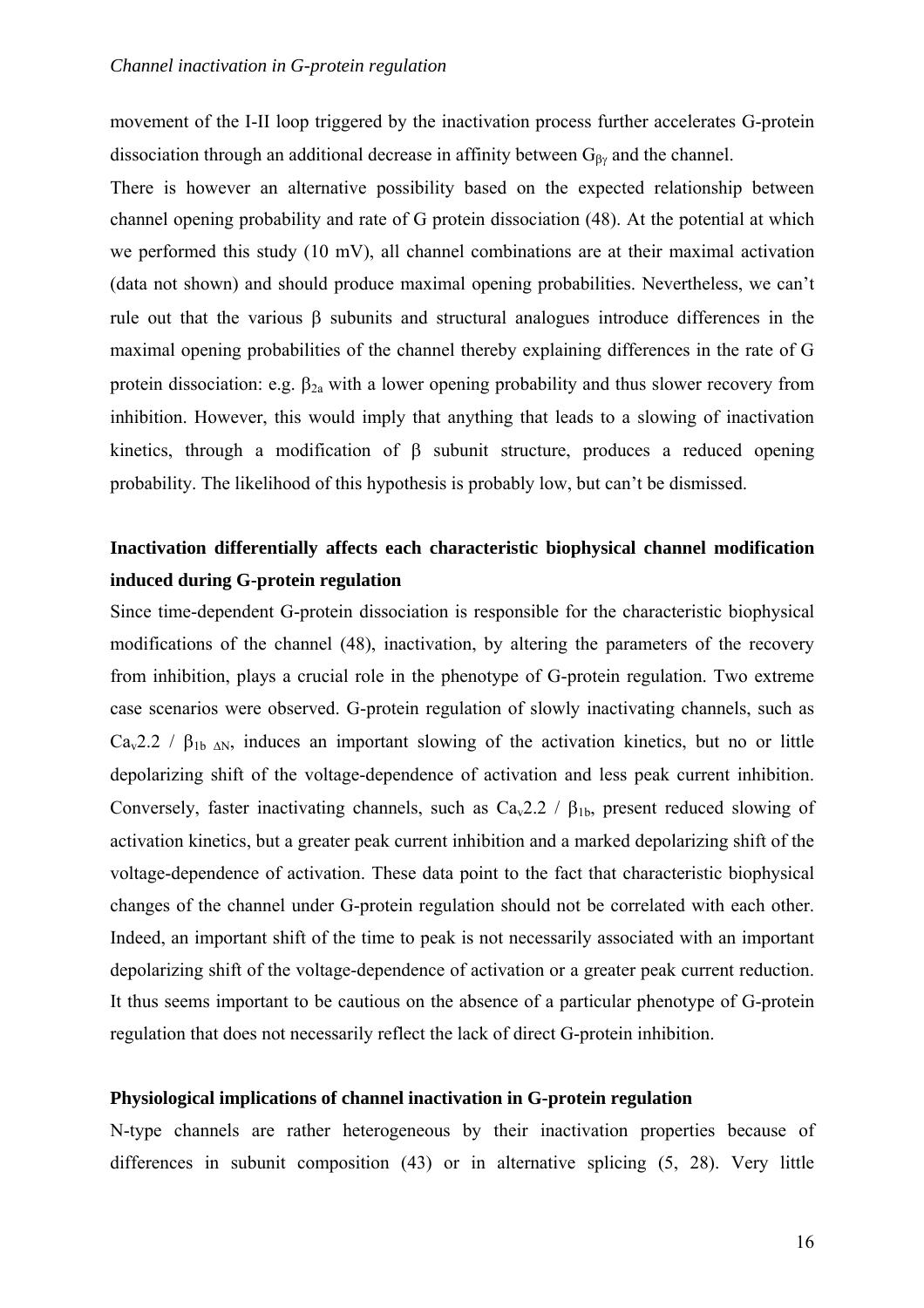movement of the I-II loop triggered by the inactivation process further accelerates G-protein dissociation through an additional decrease in affinity between $G_{\beta\gamma}$ and the channel.

There is however an alternative possibility based on the expected relationship between channel opening probability and rate of G protein dissociation (48). At the potential at which we performed this study (10 mV), all channel combinations are at their maximal activation (data not shown) and should produce maximal opening probabilities. Nevertheless, we can't rule out that the various β subunits and structural analogues introduce differences in the maximal opening probabilities of the channel thereby explaining differences in the rate of G protein dissociation: e.g. $\beta_{2a}$ with a lower opening probability and thus slower recovery from inhibition. However, this would imply that anything that leads to a slowing of inactivation kinetics, through a modification of β subunit structure, produces a reduced opening probability. The likelihood of this hypothesis is probably low, but can't be dismissed.

## Inactivation differentially affects each characteristic biophysical channel modification induced during G-protein regulation

Since time-dependent G-protein dissociation is responsible for the characteristic biophysical modifications of the channel (48), inactivation, by altering the parameters of the recovery from inhibition, plays a crucial role in the phenotype of G-protein regulation. Two extreme case scenarios were observed. G-protein regulation of slowly inactivating channels, such as $Ca_v2.2$ / $\beta_{1b\ \Delta N}$, induces an important slowing of the activation kinetics, but no or little depolarizing shift of the voltage-dependence of activation and less peak current inhibition. Conversely, faster inactivating channels, such as $Ca_v2.2$ / $\beta_{1b}$, present reduced slowing of activation kinetics, but a greater peak current inhibition and a marked depolarizing shift of the voltage-dependence of activation. These data point to the fact that characteristic biophysical changes of the channel under G-protein regulation should not be correlated with each other. Indeed, an important shift of the time to peak is not necessarily associated with an important depolarizing shift of the voltage-dependence of activation or a greater peak current reduction. It thus seems important to be cautious on the absence of a particular phenotype of G-protein regulation that does not necessarily reflect the lack of direct G-protein inhibition.

## Physiological implications of channel inactivation in G-protein regulation

N-type channels are rather heterogeneous by their inactivation properties because of differences in subunit composition (43) or in alternative splicing (5, 28). Very little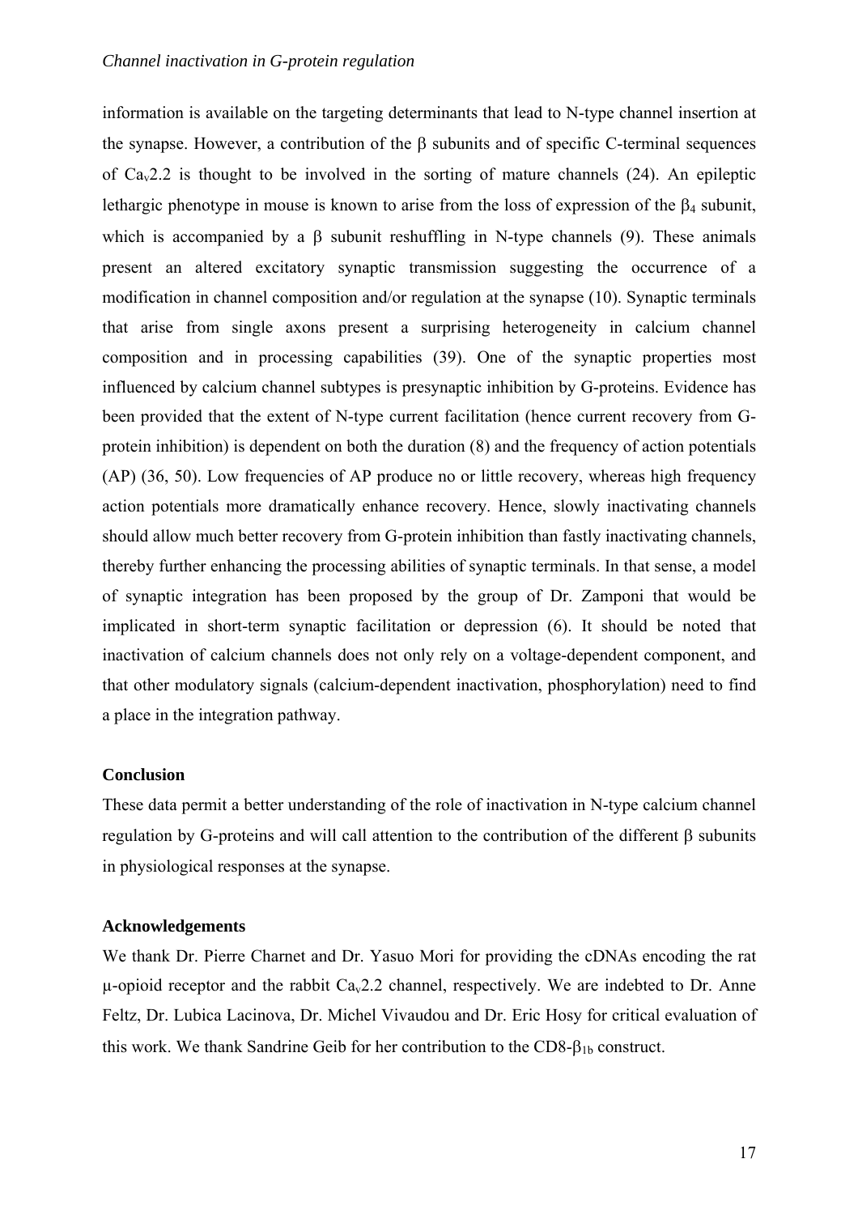information is available on the targeting determinants that lead to N-type channel insertion at the synapse. However, a contribution of the β subunits and of specific C-terminal sequences of $Ca_v2.2$ is thought to be involved in the sorting of mature channels (24). An epileptic lethargic phenotype in mouse is known to arise from the loss of expression of the $\beta_4$ subunit, which is accompanied by a β subunit reshuffling in N-type channels (9). These animals present an altered excitatory synaptic transmission suggesting the occurrence of a modification in channel composition and/or regulation at the synapse (10). Synaptic terminals that arise from single axons present a surprising heterogeneity in calcium channel composition and in processing capabilities (39). One of the synaptic properties most influenced by calcium channel subtypes is presynaptic inhibition by G-proteins. Evidence has been provided that the extent of N-type current facilitation (hence current recovery from G-protein inhibition) is dependent on both the duration (8) and the frequency of action potentials (AP) (36, 50). Low frequencies of AP produce no or little recovery, whereas high frequency action potentials more dramatically enhance recovery. Hence, slowly inactivating channels should allow much better recovery from G-protein inhibition than fastly inactivating channels, thereby further enhancing the processing abilities of synaptic terminals. In that sense, a model of synaptic integration has been proposed by the group of Dr. Zamponi that would be implicated in short-term synaptic facilitation or depression (6). It should be noted that inactivation of calcium channels does not only rely on a voltage-dependent component, and that other modulatory signals (calcium-dependent inactivation, phosphorylation) need to find a place in the integration pathway.

**Conclusion**

These data permit a better understanding of the role of inactivation in N-type calcium channel regulation by G-proteins and will call attention to the contribution of the different β subunits in physiological responses at the synapse.

**Acknowledgements**

We thank Dr. Pierre Charnet and Dr. Yasuo Mori for providing the cDNAs encoding the rat μ-opioid receptor and the rabbit $Ca_v2.2$ channel, respectively. We are indebted to Dr. Anne Feltz, Dr. Lubica Lacinova, Dr. Michel Vivaudou and Dr. Eric Hosy for critical evaluation of this work. We thank Sandrine Geib for her contribution to the CD8-$\beta_{1b}$ construct.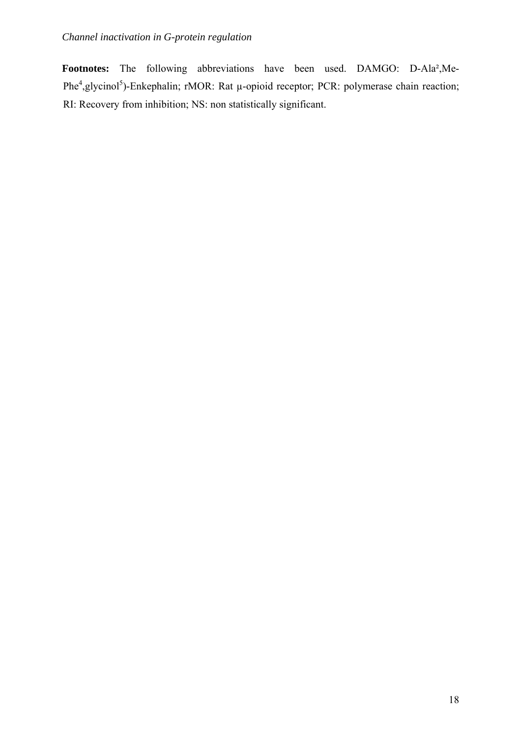**Footnotes:** The following abbreviations have been used. DAMGO: D-Ala²,Me-Phe⁴,glycinol⁵)-Enkephalin; rMOR: Rat μ-opioid receptor; PCR: polymerase chain reaction; RI: Recovery from inhibition; NS: non statistically significant.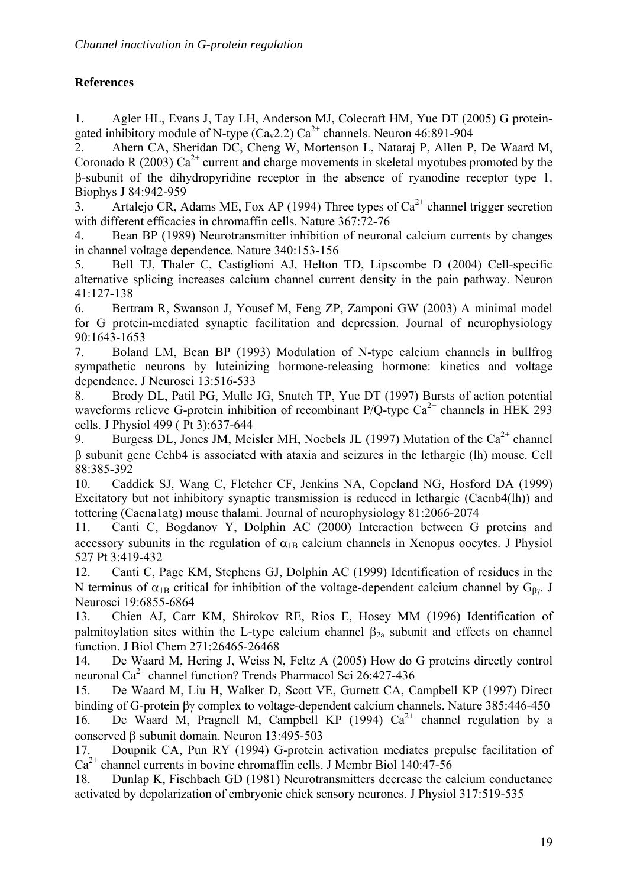## References

1. Agler HL, Evans J, Tay LH, Anderson MJ, Colecraft HM, Yue DT (2005) G protein-gated inhibitory module of N-type ($Ca_v2.2$) $Ca^{2+}$ channels. Neuron 46:891-904
2. Ahern CA, Sheridan DC, Cheng W, Mortenson L, Nataraj P, Allen P, De Waard M, Coronado R (2003) $Ca^{2+}$ current and charge movements in skeletal myotubes promoted by the β-subunit of the dihydropyridine receptor in the absence of ryanodine receptor type 1. Biophys J 84:942-959
3. Artalejo CR, Adams ME, Fox AP (1994) Three types of $Ca^{2+}$ channel trigger secretion with different efficacies in chromaffin cells. Nature 367:72-76
4. Bean BP (1989) Neurotransmitter inhibition of neuronal calcium currents by changes in channel voltage dependence. Nature 340:153-156
5. Bell TJ, Thaler C, Castiglioni AJ, Helton TD, Lipscombe D (2004) Cell-specific alternative splicing increases calcium channel current density in the pain pathway. Neuron 41:127-138
6. Bertram R, Swanson J, Yousef M, Feng ZP, Zamponi GW (2003) A minimal model for G protein-mediated synaptic facilitation and depression. Journal of neurophysiology 90:1643-1653
7. Boland LM, Bean BP (1993) Modulation of N-type calcium channels in bullfrog sympathetic neurons by luteinizing hormone-releasing hormone: kinetics and voltage dependence. J Neurosci 13:516-533
8. Brody DL, Patil PG, Mulle JG, Snutch TP, Yue DT (1997) Bursts of action potential waveforms relieve G-protein inhibition of recombinant P/Q-type $Ca^{2+}$ channels in HEK 293 cells. J Physiol 499 ( Pt 3):637-644
9. Burgess DL, Jones JM, Meisler MH, Noebels JL (1997) Mutation of the $Ca^{2+}$ channel β subunit gene Cchb4 is associated with ataxia and seizures in the lethargic (lh) mouse. Cell 88:385-392
10. Caddick SJ, Wang C, Fletcher CF, Jenkins NA, Copeland NG, Hosford DA (1999) Excitatory but not inhibitory synaptic transmission is reduced in lethargic (Cacnb4(lh)) and tottering (Cacna1atg) mouse thalami. Journal of neurophysiology 81:2066-2074
11. Canti C, Bogdanov Y, Dolphin AC (2000) Interaction between G proteins and accessory subunits in the regulation of $\alpha_{1B}$ calcium channels in Xenopus oocytes. J Physiol 527 Pt 3:419-432
12. Canti C, Page KM, Stephens GJ, Dolphin AC (1999) Identification of residues in the N terminus of $\alpha_{1B}$ critical for inhibition of the voltage-dependent calcium channel by $G_{\beta\gamma}$. J Neurosci 19:6855-6864
13. Chien AJ, Carr KM, Shirokov RE, Rios E, Hosey MM (1996) Identification of palmitoylation sites within the L-type calcium channel $\beta_{2a}$ subunit and effects on channel function. J Biol Chem 271:26465-26468
14. De Waard M, Hering J, Weiss N, Feltz A (2005) How do G proteins directly control neuronal $Ca^{2+}$ channel function? Trends Pharmacol Sci 26:427-436
15. De Waard M, Liu H, Walker D, Scott VE, Gurnett CA, Campbell KP (1997) Direct binding of G-protein βγ complex to voltage-dependent calcium channels. Nature 385:446-450
16. De Waard M, Pragnell M, Campbell KP (1994) $Ca^{2+}$ channel regulation by a conserved β subunit domain. Neuron 13:495-503
17. Doupnik CA, Pun RY (1994) G-protein activation mediates prepulse facilitation of $Ca^{2+}$ channel currents in bovine chromaffin cells. J Membr Biol 140:47-56
18. Dunlap K, Fischbach GD (1981) Neurotransmitters decrease the calcium conductance activated by depolarization of embryonic chick sensory neurones. J Physiol 317:519-535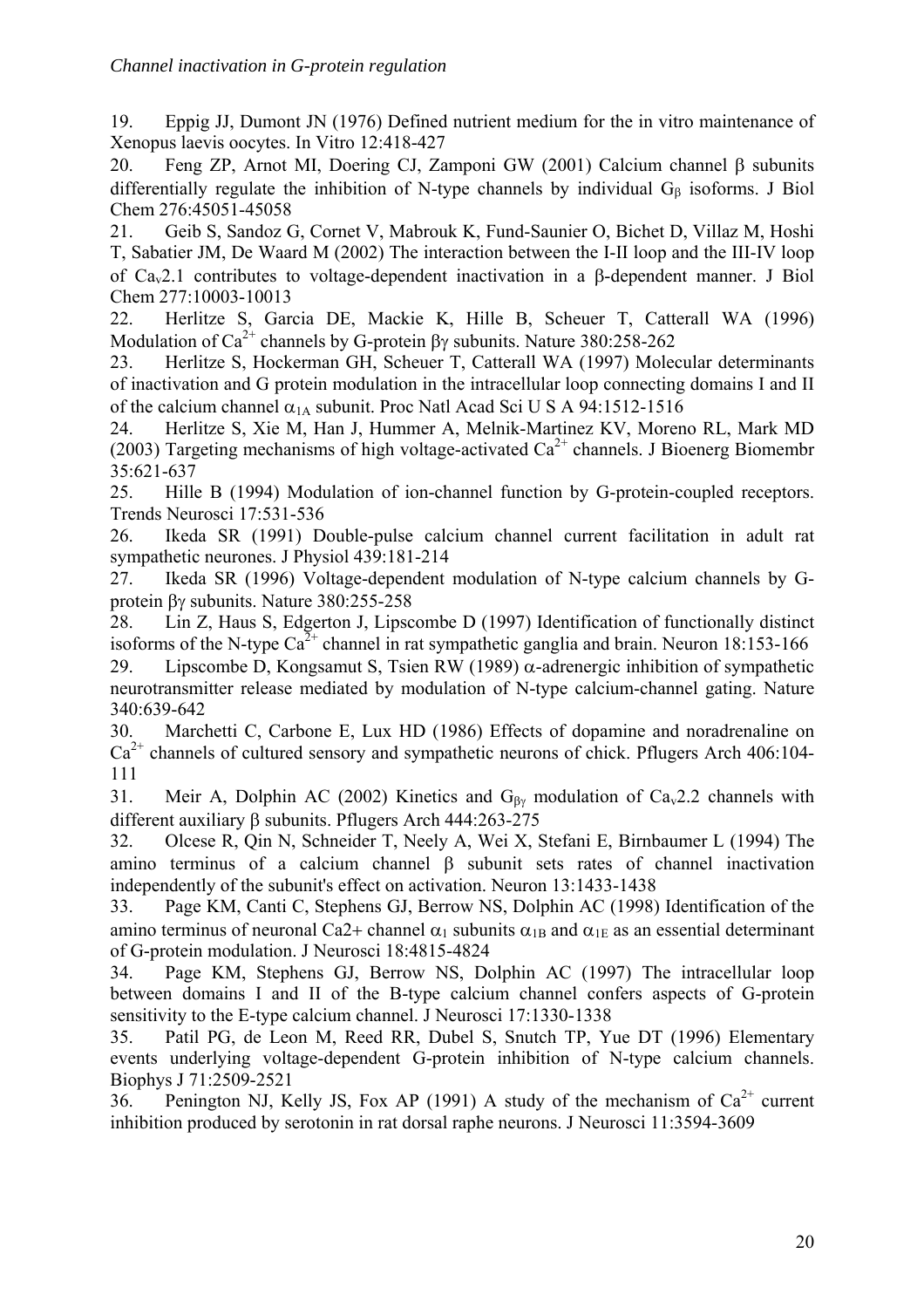19. Eppig JJ, Dumont JN (1976) Defined nutrient medium for the in vitro maintenance of Xenopus laevis oocytes. In Vitro 12:418-427

20. Feng ZP, Arnot MI, Doering CJ, Zamponi GW (2001) Calcium channel β subunits differentially regulate the inhibition of N-type channels by individual $G_\beta$ isoforms. J Biol Chem 276:45051-45058

21. Geib S, Sandoz G, Cornet V, Mabrouk K, Fund-Saunier O, Bichet D, Villaz M, Hoshi T, Sabatier JM, De Waard M (2002) The interaction between the I-II loop and the III-IV loop of $Ca_v2.1$ contributes to voltage-dependent inactivation in a β-dependent manner. J Biol Chem 277:10003-10013

22. Herlitze S, Garcia DE, Mackie K, Hille B, Scheuer T, Catterall WA (1996) Modulation of $Ca^{2+}$ channels by G-protein βγ subunits. Nature 380:258-262

23. Herlitze S, Hockerman GH, Scheuer T, Catterall WA (1997) Molecular determinants of inactivation and G protein modulation in the intracellular loop connecting domains I and II of the calcium channel $\alpha_{1A}$ subunit. Proc Natl Acad Sci U S A 94:1512-1516

24. Herlitze S, Xie M, Han J, Hummer A, Melnik-Martinez KV, Moreno RL, Mark MD (2003) Targeting mechanisms of high voltage-activated $Ca^{2+}$ channels. J Bioenerg Biomembr 35:621-637

25. Hille B (1994) Modulation of ion-channel function by G-protein-coupled receptors. Trends Neurosci 17:531-536

26. Ikeda SR (1991) Double-pulse calcium channel current facilitation in adult rat sympathetic neurones. J Physiol 439:181-214

27. Ikeda SR (1996) Voltage-dependent modulation of N-type calcium channels by G-protein βγ subunits. Nature 380:255-258

28. Lin Z, Haus S, Edgerton J, Lipscombe D (1997) Identification of functionally distinct isoforms of the N-type $Ca^{2+}$ channel in rat sympathetic ganglia and brain. Neuron 18:153-166

29. Lipscombe D, Kongsamut S, Tsien RW (1989) α-adrenergic inhibition of sympathetic neurotransmitter release mediated by modulation of N-type calcium-channel gating. Nature 340:639-642

30. Marchetti C, Carbone E, Lux HD (1986) Effects of dopamine and noradrenaline on $Ca^{2+}$ channels of cultured sensory and sympathetic neurons of chick. Pflugers Arch 406:104-111

31. Meir A, Dolphin AC (2002) Kinetics and $G_{\beta\gamma}$ modulation of $Ca_v2.2$ channels with different auxiliary β subunits. Pflugers Arch 444:263-275

32. Olcese R, Qin N, Schneider T, Neely A, Wei X, Stefani E, Birnbaumer L (1994) The amino terminus of a calcium channel β subunit sets rates of channel inactivation independently of the subunit's effect on activation. Neuron 13:1433-1438

33. Page KM, Canti C, Stephens GJ, Berrow NS, Dolphin AC (1998) Identification of the amino terminus of neuronal Ca2+ channel $\alpha_1$ subunits $\alpha_{1B}$ and $\alpha_{1E}$ as an essential determinant of G-protein modulation. J Neurosci 18:4815-4824

34. Page KM, Stephens GJ, Berrow NS, Dolphin AC (1997) The intracellular loop between domains I and II of the B-type calcium channel confers aspects of G-protein sensitivity to the E-type calcium channel. J Neurosci 17:1330-1338

35. Patil PG, de Leon M, Reed RR, Dubel S, Snutch TP, Yue DT (1996) Elementary events underlying voltage-dependent G-protein inhibition of N-type calcium channels. Biophys J 71:2509-2521

36. Penington NJ, Kelly JS, Fox AP (1991) A study of the mechanism of $Ca^{2+}$ current inhibition produced by serotonin in rat dorsal raphe neurons. J Neurosci 11:3594-3609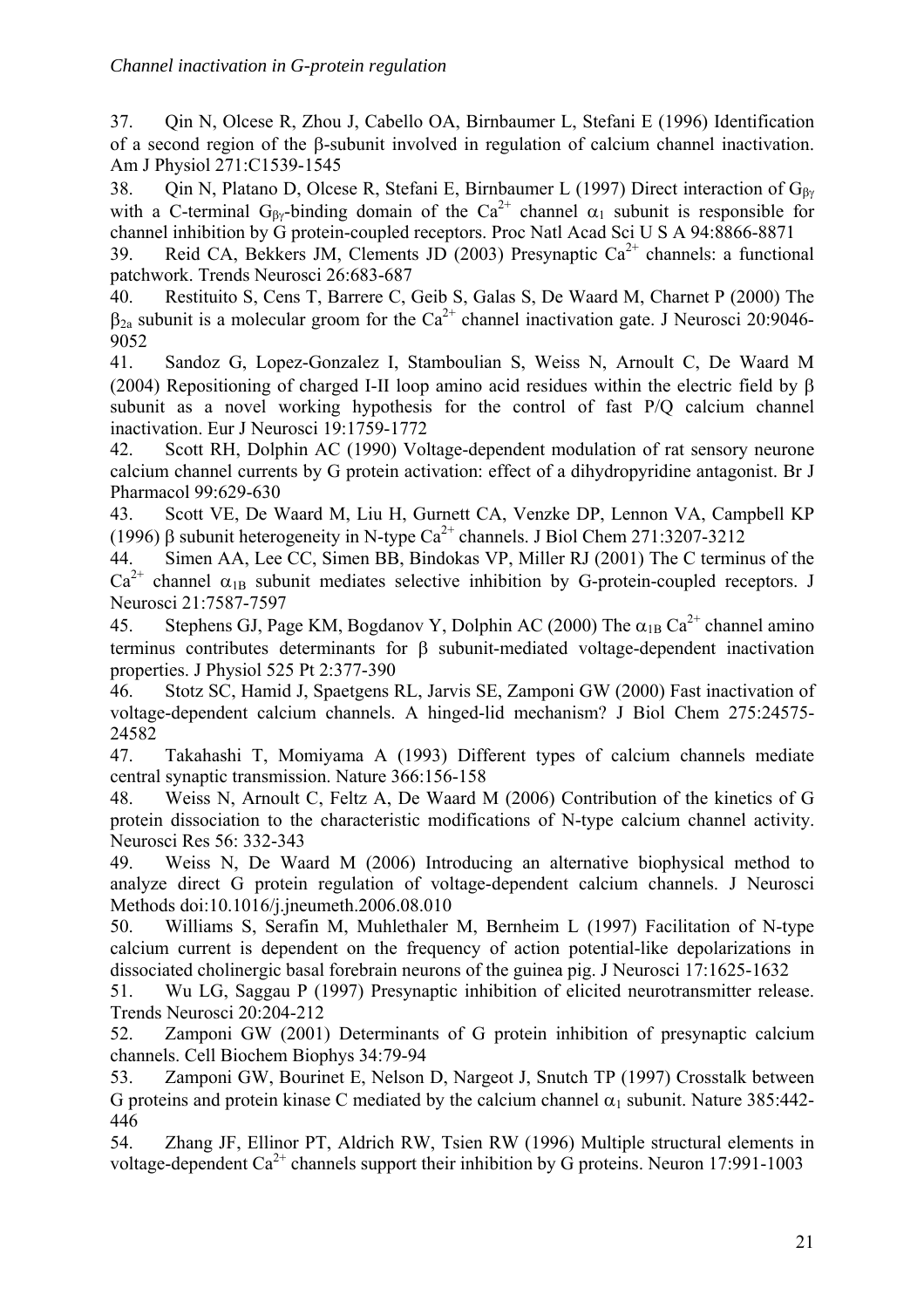37. Qin N, Olcese R, Zhou J, Cabello OA, Birnbaumer L, Stefani E (1996) Identification of a second region of the β-subunit involved in regulation of calcium channel inactivation. Am J Physiol 271:C1539-1545

38. Qin N, Platano D, Olcese R, Stefani E, Birnbaumer L (1997) Direct interaction of $G_{\beta\gamma}$ with a C-terminal $G_{\beta\gamma}$-binding domain of the $Ca^{2+}$ channel $\alpha_1$ subunit is responsible for channel inhibition by G protein-coupled receptors. Proc Natl Acad Sci U S A 94:8866-8871

39. Reid CA, Bekkers JM, Clements JD (2003) Presynaptic $Ca^{2+}$ channels: a functional patchwork. Trends Neurosci 26:683-687

40. Restituito S, Cens T, Barrere C, Geib S, Galas S, De Waard M, Charnet P (2000) The $\beta_{2a}$ subunit is a molecular groom for the $Ca^{2+}$ channel inactivation gate. J Neurosci 20:9046-9052

41. Sandoz G, Lopez-Gonzalez I, Stamboulian S, Weiss N, Arnoult C, De Waard M (2004) Repositioning of charged I-II loop amino acid residues within the electric field by β subunit as a novel working hypothesis for the control of fast P/Q calcium channel inactivation. Eur J Neurosci 19:1759-1772

42. Scott RH, Dolphin AC (1990) Voltage-dependent modulation of rat sensory neurone calcium channel currents by G protein activation: effect of a dihydropyridine antagonist. Br J Pharmacol 99:629-630

43. Scott VE, De Waard M, Liu H, Gurnett CA, Venzke DP, Lennon VA, Campbell KP (1996) β subunit heterogeneity in N-type $Ca^{2+}$ channels. J Biol Chem 271:3207-3212

44. Simen AA, Lee CC, Simen BB, Bindokas VP, Miller RJ (2001) The C terminus of the $Ca^{2+}$ channel $\alpha_{1B}$ subunit mediates selective inhibition by G-protein-coupled receptors. J Neurosci 21:7587-7597

45. Stephens GJ, Page KM, Bogdanov Y, Dolphin AC (2000) The $\alpha_{1B}$ $Ca^{2+}$ channel amino terminus contributes determinants for β subunit-mediated voltage-dependent inactivation properties. J Physiol 525 Pt 2:377-390

46. Stotz SC, Hamid J, Spaetgens RL, Jarvis SE, Zamponi GW (2000) Fast inactivation of voltage-dependent calcium channels. A hinged-lid mechanism? J Biol Chem 275:24575-24582

47. Takahashi T, Momiyama A (1993) Different types of calcium channels mediate central synaptic transmission. Nature 366:156-158

48. Weiss N, Arnoult C, Feltz A, De Waard M (2006) Contribution of the kinetics of G protein dissociation to the characteristic modifications of N-type calcium channel activity. Neurosci Res 56: 332-343

49. Weiss N, De Waard M (2006) Introducing an alternative biophysical method to analyze direct G protein regulation of voltage-dependent calcium channels. J Neurosci Methods doi:10.1016/j.jneumeth.2006.08.010

50. Williams S, Serafin M, Muhlethaler M, Bernheim L (1997) Facilitation of N-type calcium current is dependent on the frequency of action potential-like depolarizations in dissociated cholinergic basal forebrain neurons of the guinea pig. J Neurosci 17:1625-1632

51. Wu LG, Saggau P (1997) Presynaptic inhibition of elicited neurotransmitter release. Trends Neurosci 20:204-212

52. Zamponi GW (2001) Determinants of G protein inhibition of presynaptic calcium channels. Cell Biochem Biophys 34:79-94

53. Zamponi GW, Bourinet E, Nelson D, Nargeot J, Snutch TP (1997) Crosstalk between G proteins and protein kinase C mediated by the calcium channel $\alpha_1$ subunit. Nature 385:442-446

54. Zhang JF, Ellinor PT, Aldrich RW, Tsien RW (1996) Multiple structural elements in voltage-dependent $Ca^{2+}$ channels support their inhibition by G proteins. Neuron 17:991-1003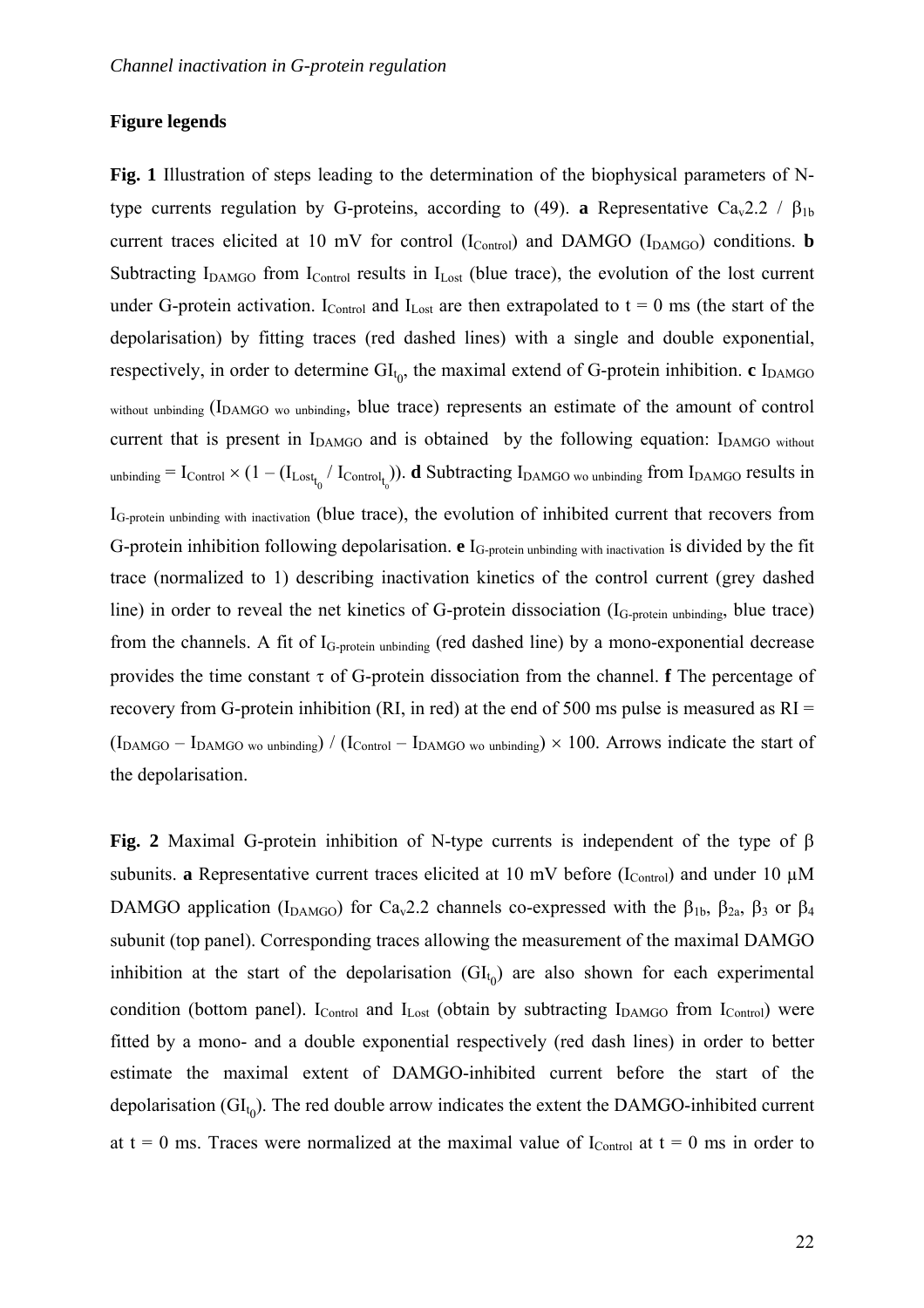## Figure legends

**Fig. 1** Illustration of steps leading to the determination of the biophysical parameters of N-type currents regulation by G-proteins, according to (49). **a** Representative $Ca_v2.2$ / $\beta_{1b}$ current traces elicited at 10 mV for control ($I_{Control}$) and DAMGO ($I_{DAMGO}$) conditions. **b** Subtracting $I_{DAMGO}$ from $I_{Control}$ results in $I_{Lost}$ (blue trace), the evolution of the lost current under G-protein activation. $I_{Control}$ and $I_{Lost}$ are then extrapolated to t = 0 ms (the start of the depolarisation) by fitting traces (red dashed lines) with a single and double exponential, respectively, in order to determine $GI_{t_0}$, the maximal extend of G-protein inhibition. **c** $I_{DAMGO\ without\ unbinding}$ ($I_{DAMGO\ wo\ unbinding}$, blue trace) represents an estimate of the amount of control current that is present in $I_{DAMGO}$ and is obtained by the following equation: $I_{DAMGO\ without\ unbinding} = I_{Control} \times (1 - (I_{Lost_{t_0}} / I_{Control_{t_0}}))$. **d** Subtracting $I_{DAMGO\ wo\ unbinding}$ from $I_{DAMGO}$ results in $I_{G\text{-}protein\ unbinding\ with\ inactivation}$ (blue trace), the evolution of inhibited current that recovers from G-protein inhibition following depolarisation. **e** $I_{G\text{-}protein\ unbinding\ with\ inactivation}$ is divided by the fit trace (normalized to 1) describing inactivation kinetics of the control current (grey dashed line) in order to reveal the net kinetics of G-protein dissociation ($I_{G\text{-}protein\ unbinding}$, blue trace) from the channels. A fit of $I_{G\text{-}protein\ unbinding}$ (red dashed line) by a mono-exponential decrease provides the time constant $\tau$ of G-protein dissociation from the channel. **f** The percentage of recovery from G-protein inhibition (RI, in red) at the end of 500 ms pulse is measured as $RI = (I_{DAMGO} - I_{DAMGO\ wo\ unbinding}) / (I_{Control} - I_{DAMGO\ wo\ unbinding}) \times 100$. Arrows indicate the start of the depolarisation.

**Fig. 2** Maximal G-protein inhibition of N-type currents is independent of the type of $\beta$ subunits. **a** Representative current traces elicited at 10 mV before ($I_{Control}$) and under 10 µM DAMGO application ($I_{DAMGO}$) for $Ca_v2.2$ channels co-expressed with the $\beta_{1b}$, $\beta_{2a}$, $\beta_3$ or $\beta_4$ subunit (top panel). Corresponding traces allowing the measurement of the maximal DAMGO inhibition at the start of the depolarisation ($GI_{t_0}$) are also shown for each experimental condition (bottom panel). $I_{Control}$ and $I_{Lost}$ (obtain by subtracting $I_{DAMGO}$ from $I_{Control}$) were fitted by a mono- and a double exponential respectively (red dash lines) in order to better estimate the maximal extent of DAMGO-inhibited current before the start of the depolarisation ($GI_{t_0}$). The red double arrow indicates the extent the DAMGO-inhibited current at t = 0 ms. Traces were normalized at the maximal value of $I_{Control}$ at t = 0 ms in order to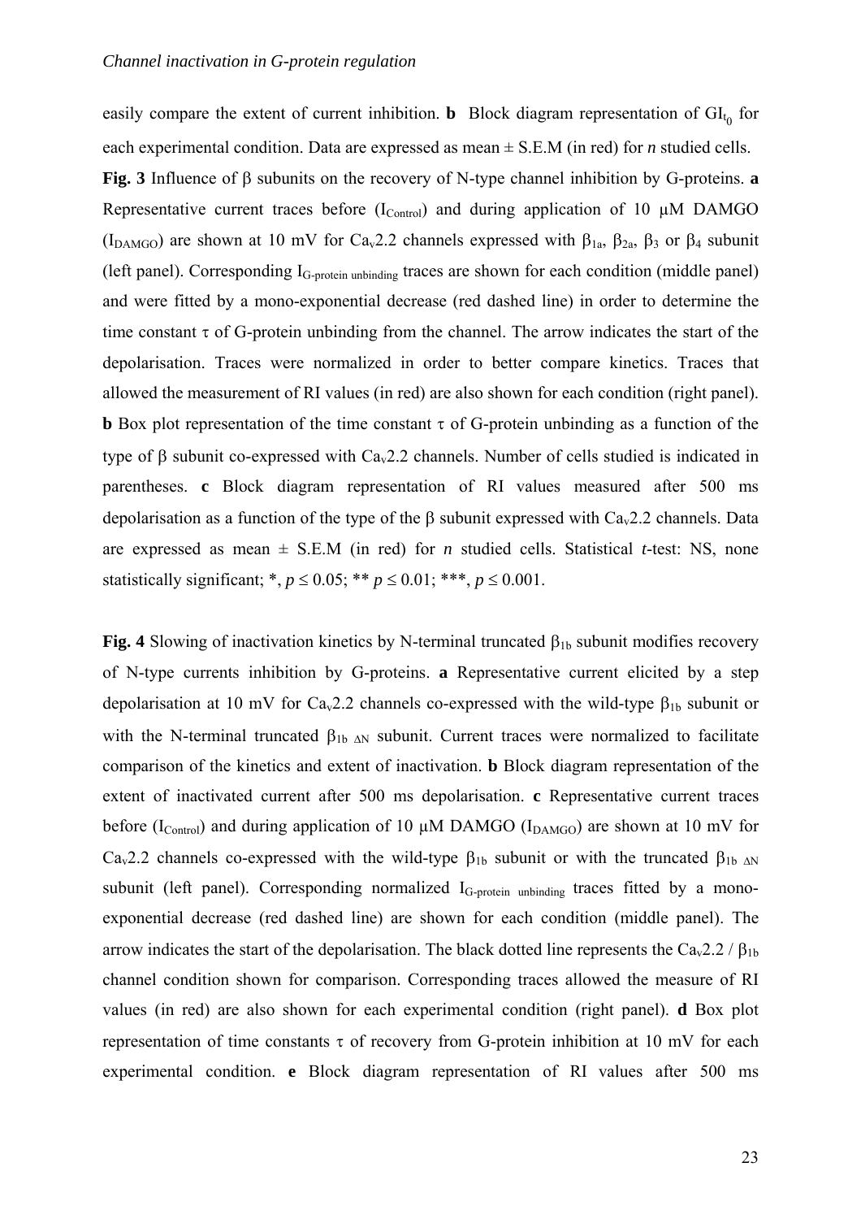easily compare the extent of current inhibition. **b** Block diagram representation of $GI_{t_0}$ for each experimental condition. Data are expressed as mean ± S.E.M (in red) for *n* studied cells.

**Fig. 3** Influence of β subunits on the recovery of N-type channel inhibition by G-proteins. **a** Representative current traces before ($I_{Control}$) and during application of 10 µM DAMGO ($I_{DAMGO}$) are shown at 10 mV for $Ca_v2.2$ channels expressed with $\beta_{1a}$, $\beta_{2a}$, $\beta_3$ or $\beta_4$ subunit (left panel). Corresponding $I_{G\text{-protein unbinding}}$ traces are shown for each condition (middle panel) and were fitted by a mono-exponential decrease (red dashed line) in order to determine the time constant τ of G-protein unbinding from the channel. The arrow indicates the start of the depolarisation. Traces were normalized in order to better compare kinetics. Traces that allowed the measurement of RI values (in red) are also shown for each condition (right panel). **b** Box plot representation of the time constant τ of G-protein unbinding as a function of the type of β subunit co-expressed with $Ca_v2.2$ channels. Number of cells studied is indicated in parentheses. **c** Block diagram representation of RI values measured after 500 ms depolarisation as a function of the type of the β subunit expressed with $Ca_v2.2$ channels. Data are expressed as mean ± S.E.M (in red) for *n* studied cells. Statistical *t*-test: NS, none statistically significant; *, $p \leq 0.05$; ** $p \leq 0.01$; ***, $p \leq 0.001$.

**Fig. 4** Slowing of inactivation kinetics by N-terminal truncated $\beta_{1b}$ subunit modifies recovery of N-type currents inhibition by G-proteins. **a** Representative current elicited by a step depolarisation at 10 mV for $Ca_v2.2$ channels co-expressed with the wild-type $\beta_{1b}$ subunit or with the N-terminal truncated $\beta_{1b\ \Delta N}$ subunit. Current traces were normalized to facilitate comparison of the kinetics and extent of inactivation. **b** Block diagram representation of the extent of inactivated current after 500 ms depolarisation. **c** Representative current traces before ($I_{Control}$) and during application of 10 µM DAMGO ($I_{DAMGO}$) are shown at 10 mV for $Ca_v2.2$ channels co-expressed with the wild-type $\beta_{1b}$ subunit or with the truncated $\beta_{1b\ \Delta N}$ subunit (left panel). Corresponding normalized $I_{G\text{-protein unbinding}}$ traces fitted by a mono-exponential decrease (red dashed line) are shown for each condition (middle panel). The arrow indicates the start of the depolarisation. The black dotted line represents the $Ca_v2.2$ / $\beta_{1b}$ channel condition shown for comparison. Corresponding traces allowed the measure of RI values (in red) are also shown for each experimental condition (right panel). **d** Box plot representation of time constants τ of recovery from G-protein inhibition at 10 mV for each experimental condition. **e** Block diagram representation of RI values after 500 ms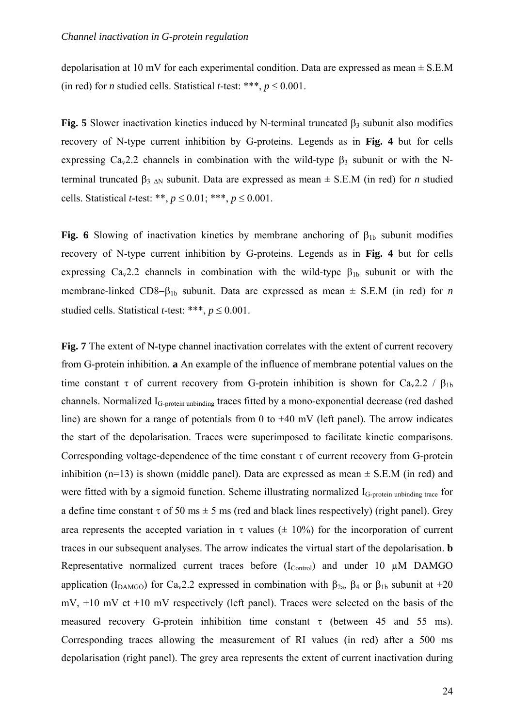depolarisation at 10 mV for each experimental condition. Data are expressed as mean ± S.E.M (in red) for *n* studied cells. Statistical *t*-test: ***, $p \leq 0.001$.

**Fig. 5** Slower inactivation kinetics induced by N-terminal truncated $\beta_3$ subunit also modifies recovery of N-type current inhibition by G-proteins. Legends as in **Fig. 4** but for cells expressing $Ca_v2.2$ channels in combination with the wild-type $\beta_3$ subunit or with the N-terminal truncated $\beta_{3\ \Delta N}$ subunit. Data are expressed as mean ± S.E.M (in red) for *n* studied cells. Statistical *t*-test: **, $p \leq 0.01$; ***, $p \leq 0.001$.

**Fig. 6** Slowing of inactivation kinetics by membrane anchoring of $\beta_{1b}$ subunit modifies recovery of N-type current inhibition by G-proteins. Legends as in **Fig. 4** but for cells expressing $Ca_v2.2$ channels in combination with the wild-type $\beta_{1b}$ subunit or with the membrane-linked CD8−$\beta_{1b}$ subunit. Data are expressed as mean ± S.E.M (in red) for *n* studied cells. Statistical *t*-test: ***, $p \leq 0.001$.

**Fig. 7** The extent of N-type channel inactivation correlates with the extent of current recovery from G-protein inhibition. **a** An example of the influence of membrane potential values on the time constant $\tau$ of current recovery from G-protein inhibition is shown for $Ca_v2.2$ / $\beta_{1b}$ channels. Normalized $I_{G\text{-protein unbinding}}$ traces fitted by a mono-exponential decrease (red dashed line) are shown for a range of potentials from 0 to +40 mV (left panel). The arrow indicates the start of the depolarisation. Traces were superimposed to facilitate kinetic comparisons. Corresponding voltage-dependence of the time constant $\tau$ of current recovery from G-protein inhibition (n=13) is shown (middle panel). Data are expressed as mean ± S.E.M (in red) and were fitted with by a sigmoid function. Scheme illustrating normalized $I_{G\text{-protein unbinding trace}}$ for a define time constant $\tau$ of 50 ms ± 5 ms (red and black lines respectively) (right panel). Grey area represents the accepted variation in $\tau$ values (± 10%) for the incorporation of current traces in our subsequent analyses. The arrow indicates the virtual start of the depolarisation. **b** Representative normalized current traces before ($I_{Control}$) and under 10 µM DAMGO application ($I_{DAMGO}$) for $Ca_v2.2$ expressed in combination with $\beta_{2a}$, $\beta_4$ or $\beta_{1b}$ subunit at +20 mV, +10 mV et +10 mV respectively (left panel). Traces were selected on the basis of the measured recovery G-protein inhibition time constant $\tau$ (between 45 and 55 ms). Corresponding traces allowing the measurement of RI values (in red) after a 500 ms depolarisation (right panel). The grey area represents the extent of current inactivation during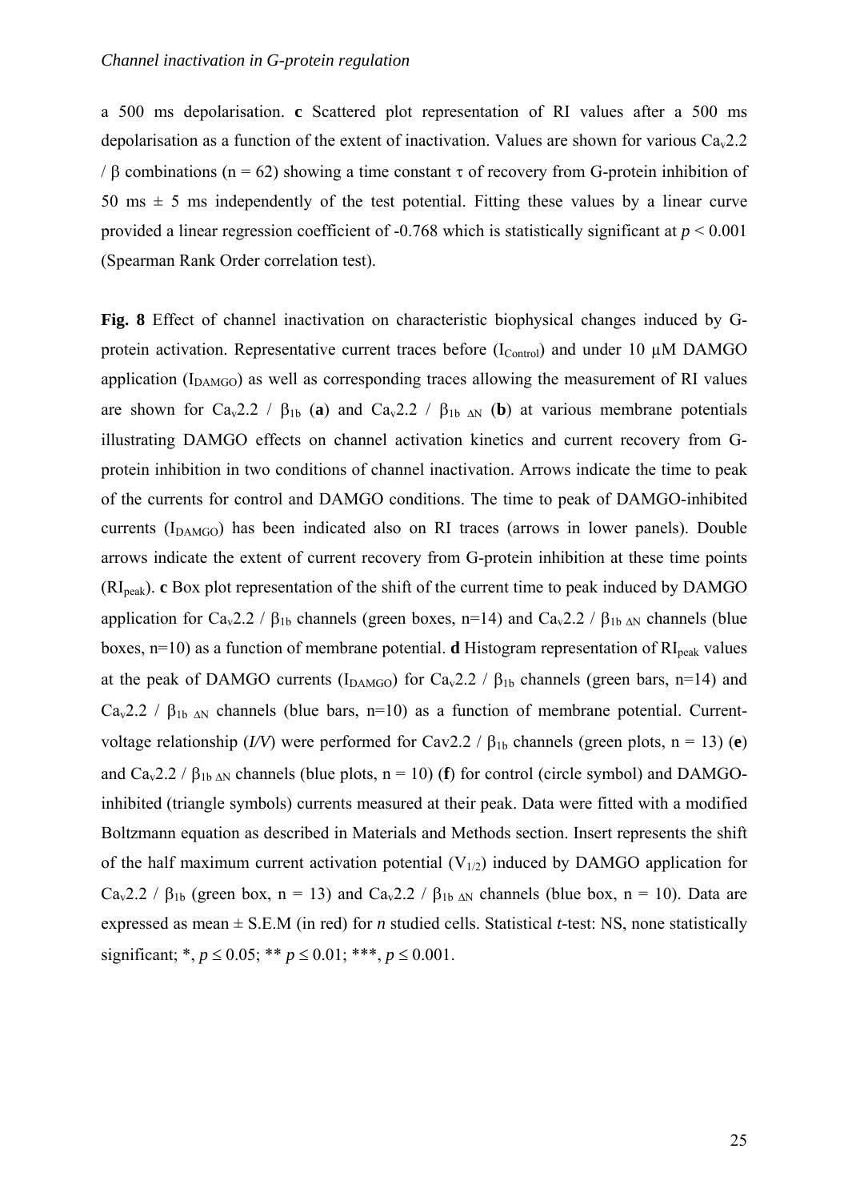a 500 ms depolarisation. **c** Scattered plot representation of RI values after a 500 ms depolarisation as a function of the extent of inactivation. Values are shown for various $Ca_v2.2$ / $\beta$ combinations (n = 62) showing a time constant $\tau$ of recovery from G-protein inhibition of 50 ms $\pm$ 5 ms independently of the test potential. Fitting these values by a linear curve provided a linear regression coefficient of -0.768 which is statistically significant at $p < 0.001$ (Spearman Rank Order correlation test).

**Fig. 8** Effect of channel inactivation on characteristic biophysical changes induced by G-protein activation. Representative current traces before ($I_{Control}$) and under 10 µM DAMGO application ($I_{DAMGO}$) as well as corresponding traces allowing the measurement of RI values are shown for $Ca_v2.2$ / $\beta_{1b}$ (**a**) and $Ca_v2.2$ / $\beta_{1b\ \Delta N}$ (**b**) at various membrane potentials illustrating DAMGO effects on channel activation kinetics and current recovery from G-protein inhibition in two conditions of channel inactivation. Arrows indicate the time to peak of the currents for control and DAMGO conditions. The time to peak of DAMGO-inhibited currents ($I_{DAMGO}$) has been indicated also on RI traces (arrows in lower panels). Double arrows indicate the extent of current recovery from G-protein inhibition at these time points ($RI_{peak}$). **c** Box plot representation of the shift of the current time to peak induced by DAMGO application for $Ca_v2.2$ / $\beta_{1b}$ channels (green boxes, n=14) and $Ca_v2.2$ / $\beta_{1b\ \Delta N}$ channels (blue boxes, n=10) as a function of membrane potential. **d** Histogram representation of $RI_{peak}$ values at the peak of DAMGO currents ($I_{DAMGO}$) for $Ca_v2.2$ / $\beta_{1b}$ channels (green bars, n=14) and $Ca_v2.2$ / $\beta_{1b\ \Delta N}$ channels (blue bars, n=10) as a function of membrane potential. Current-voltage relationship (*I/V*) were performed for Cav2.2 / $\beta_{1b}$ channels (green plots, n = 13) (**e**) and $Ca_v2.2$ / $\beta_{1b\ \Delta N}$ channels (blue plots, n = 10) (**f**) for control (circle symbol) and DAMGO-inhibited (triangle symbols) currents measured at their peak. Data were fitted with a modified Boltzmann equation as described in Materials and Methods section. Insert represents the shift of the half maximum current activation potential ($V_{1/2}$) induced by DAMGO application for $Ca_v2.2$ / $\beta_{1b}$ (green box, n = 13) and $Ca_v2.2$ / $\beta_{1b\ \Delta N}$ channels (blue box, n = 10). Data are expressed as mean ± S.E.M (in red) for *n* studied cells. Statistical *t*-test: NS, none statistically significant; *, $p \leq 0.05$; ** $p \leq 0.01$; ***, $p \leq 0.001$.